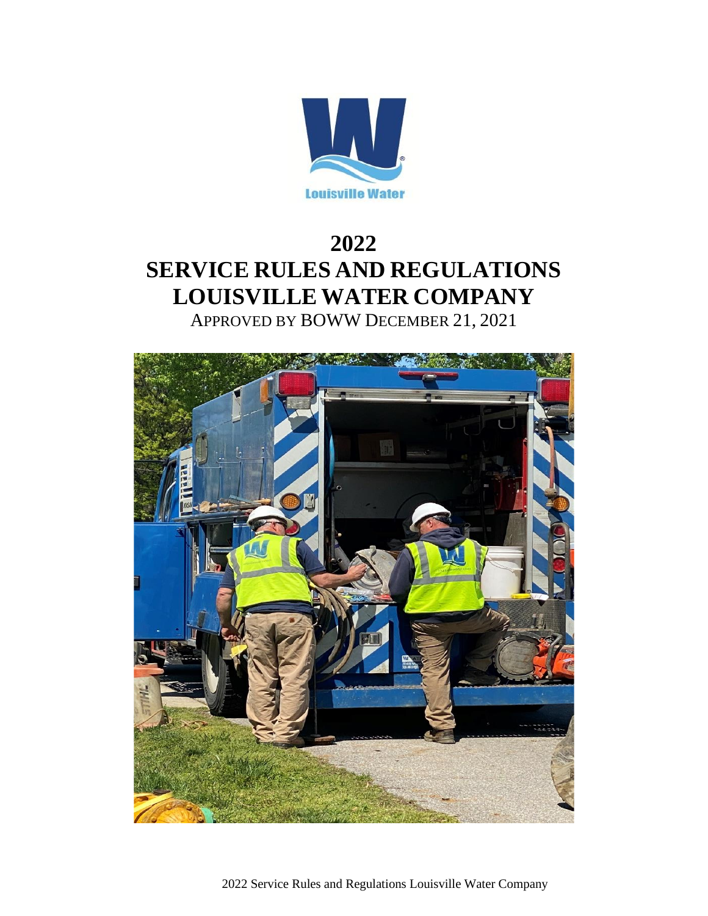# 2022
# SERVICE RULES AND REGULATIONS
# LOUISVILLE WATER COMPANY

APPROVED BY BOWW DECEMBER 21, 2021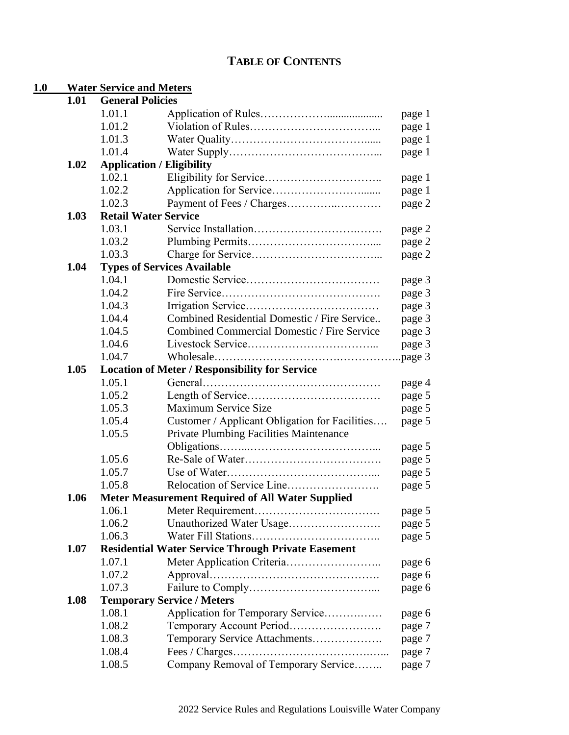# TABLE OF CONTENTS

## 1.0 Water Service and Meters

### 1.01 General Policies

| | | |
|---|---|---|
| 1.01.1 | Application of Rules | page 1 |
| 1.01.2 | Violation of Rules | page 1 |
| 1.01.3 | Water Quality | page 1 |
| 1.01.4 | Water Supply | page 1 |

### 1.02 Application / Eligibility

| | | |
|---|---|---|
| 1.02.1 | Eligibility for Service | page 1 |
| 1.02.2 | Application for Service | page 1 |
| 1.02.3 | Payment of Fees / Charges | page 2 |

### 1.03 Retail Water Service

| | | |
|---|---|---|
| 1.03.1 | Service Installation | page 2 |
| 1.03.2 | Plumbing Permits | page 2 |
| 1.03.3 | Charge for Service | page 2 |

### 1.04 Types of Services Available

| | | |
|---|---|---|
| 1.04.1 | Domestic Service | page 3 |
| 1.04.2 | Fire Service | page 3 |
| 1.04.3 | Irrigation Service | page 3 |
| 1.04.4 | Combined Residential Domestic / Fire Service | page 3 |
| 1.04.5 | Combined Commercial Domestic / Fire Service | page 3 |
| 1.04.6 | Livestock Service | page 3 |
| 1.04.7 | Wholesale | page 3 |

### 1.05 Location of Meter / Responsibility for Service

| | | |
|---|---|---|
| 1.05.1 | General | page 4 |
| 1.05.2 | Length of Service | page 5 |
| 1.05.3 | Maximum Service Size | page 5 |
| 1.05.4 | Customer / Applicant Obligation for Facilities | page 5 |
| 1.05.5 | Private Plumbing Facilities Maintenance Obligations | page 5 |
| 1.05.6 | Re-Sale of Water | page 5 |
| 1.05.7 | Use of Water | page 5 |
| 1.05.8 | Relocation of Service Line | page 5 |

### 1.06 Meter Measurement Required of All Water Supplied

| | | |
|---|---|---|
| 1.06.1 | Meter Requirement | page 5 |
| 1.06.2 | Unauthorized Water Usage | page 5 |
| 1.06.3 | Water Fill Stations | page 5 |

### 1.07 Residential Water Service Through Private Easement

| | | |
|---|---|---|
| 1.07.1 | Meter Application Criteria | page 6 |
| 1.07.2 | Approval | page 6 |
| 1.07.3 | Failure to Comply | page 6 |

### 1.08 Temporary Service / Meters

| | | |
|---|---|---|
| 1.08.1 | Application for Temporary Service | page 6 |
| 1.08.2 | Temporary Account Period | page 7 |
| 1.08.3 | Temporary Service Attachments | page 7 |
| 1.08.4 | Fees / Charges | page 7 |
| 1.08.5 | Company Removal of Temporary Service | page 7 |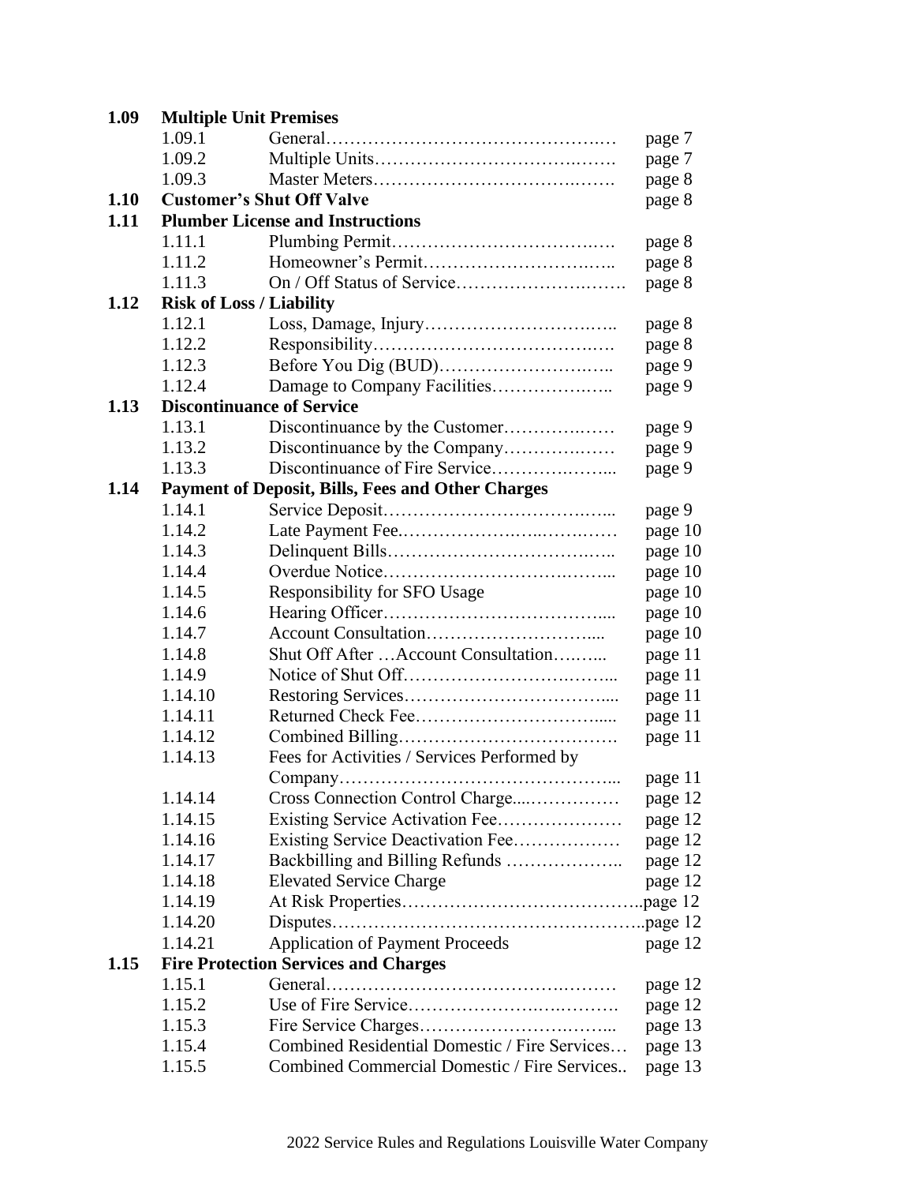| | | | |
|---|---|---|---|
| **1.09** | **Multiple Unit Premises** | | |
| | 1.09.1 | General………………………………………….… | page 7 |
| | 1.09.2 | Multiple Units………………………………..……. | page 7 |
| | 1.09.3 | Master Meters……………………………….……. | page 8 |
| **1.10** | **Customer's Shut Off Valve** | | page 8 |
| **1.11** | **Plumber License and Instructions** | | |
| | 1.11.1 | Plumbing Permit……………………………….…. | page 8 |
| | 1.11.2 | Homeowner's Permit…………………………….….. | page 8 |
| | 1.11.3 | On / Off Status of Service……………………….……. | page 8 |
| **1.12** | **Risk of Loss / Liability** | | |
| | 1.12.1 | Loss, Damage, Injury…………………………….….. | page 8 |
| | 1.12.2 | Responsibility……………………………………. | page 8 |
| | 1.12.3 | Before You Dig (BUD)……………………….….. | page 9 |
| | 1.12.4 | Damage to Company Facilities……………….….. | page 9 |
| **1.13** | **Discontinuance of Service** | | |
| | 1.13.1 | Discontinuance by the Customer……………..…… | page 9 |
| | 1.13.2 | Discontinuance by the Company……………..…… | page 9 |
| | 1.13.3 | Discontinuance of Fire Service…………….……... | page 9 |
| **1.14** | **Payment of Deposit, Bills, Fees and Other Charges** | | |
| | 1.14.1 | Service Deposit……………………………….…... | page 9 |
| | 1.14.2 | Late Payment Fee.………………….…...……..…… | page 10 |
| | 1.14.3 | Delinquent Bills……………………………….….. | page 10 |
| | 1.14.4 | Overdue Notice…………………………….……... | page 10 |
| | 1.14.5 | Responsibility for SFO Usage | page 10 |
| | 1.14.6 | Hearing Officer……………………………….... | page 10 |
| | 1.14.7 | Account Consultation……………………….... | page 10 |
| | 1.14.8 | Shut Off After …Account Consultation….…... | page 11 |
| | 1.14.9 | Notice of Shut Off……………………………..…... | page 11 |
| | 1.14.10 | Restoring Services……………………………..... | page 11 |
| | 1.14.11 | Returned Check Fee………………………….…... | page 11 |
| | 1.14.12 | Combined Billing………………………………. | page 11 |
| | 1.14.13 | Fees for Activities / Services Performed by Company……………………………………….... | page 11 |
| | 1.14.14 | Cross Connection Control Charge....…………… | page 12 |
| | 1.14.15 | Existing Service Activation Fee………………… | page 12 |
| | 1.14.16 | Existing Service Deactivation Fee……………… | page 12 |
| | 1.14.17 | Backbilling and Billing Refunds ……………….. | page 12 |
| | 1.14.18 | Elevated Service Charge | page 12 |
| | 1.14.19 | At Risk Properties……………………………….. | page 12 |
| | 1.14.20 | Disputes………………………………………….. | page 12 |
| | 1.14.21 | Application of Payment Proceeds | page 12 |
| **1.15** | **Fire Protection Services and Charges** | | |
| | 1.15.1 | General………………………………….……… | page 12 |
| | 1.15.2 | Use of Fire Service………………….….………. | page 12 |
| | 1.15.3 | Fire Service Charges………………………….…... | page 13 |
| | 1.15.4 | Combined Residential Domestic / Fire Services… | page 13 |
| | 1.15.5 | Combined Commercial Domestic / Fire Services.. | page 13 |

2022 Service Rules and Regulations Louisville Water Company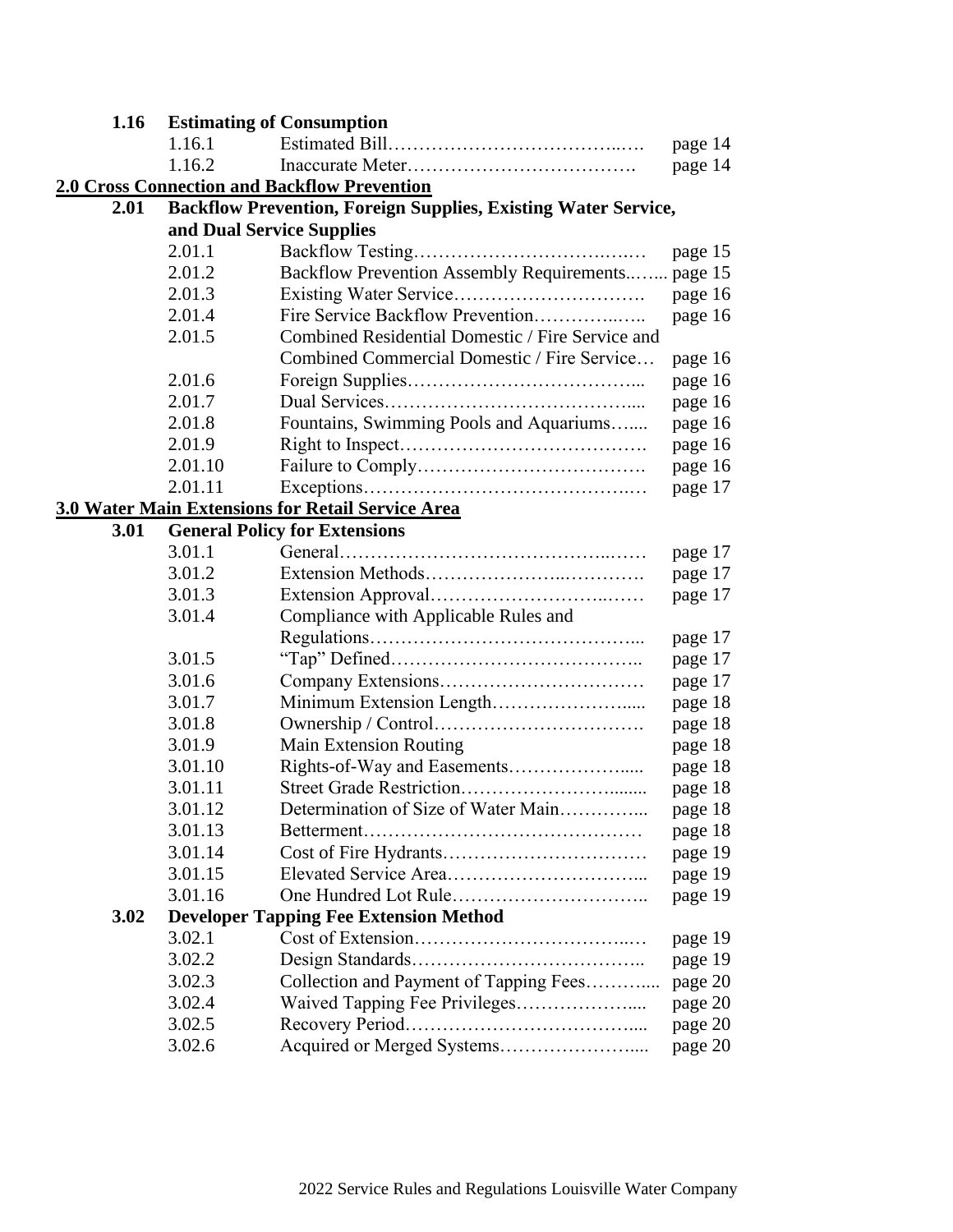**1.16 Estimating of Consumption**

| | | |
|---|---|---|
| 1.16.1 | Estimated Bill………………………………..…. | page 14 |
| 1.16.2 | Inaccurate Meter………………………………. | page 14 |

**2.0 Cross Connection and Backflow Prevention**

**2.01 Backflow Prevention, Foreign Supplies, Existing Water Service, and Dual Service Supplies**

| | | |
|---|---|---|
| 2.01.1 | Backflow Testing……………………………..…. | page 15 |
| 2.01.2 | Backflow Prevention Assembly Requirements..….. | page 15 |
| 2.01.3 | Existing Water Service…………………………. | page 16 |
| 2.01.4 | Fire Service Backflow Prevention…………..….. | page 16 |
| 2.01.5 | Combined Residential Domestic / Fire Service and Combined Commercial Domestic / Fire Service… | page 16 |
| 2.01.6 | Foreign Supplies……………………………... | page 16 |
| 2.01.7 | Dual Services………………………………..... | page 16 |
| 2.01.8 | Fountains, Swimming Pools and Aquariums…... | page 16 |
| 2.01.9 | Right to Inspect…………………………………. | page 16 |
| 2.01.10 | Failure to Comply………………………………. | page 16 |
| 2.01.11 | Exceptions……………………………………..… | page 17 |

**3.0 Water Main Extensions for Retail Service Area**

**3.01 General Policy for Extensions**

| | | |
|---|---|---|
| 3.01.1 | General……………………………………..…… | page 17 |
| 3.01.2 | Extension Methods………………..…………. | page 17 |
| 3.01.3 | Extension Approval……………………..…… | page 17 |
| 3.01.4 | Compliance with Applicable Rules and Regulations……………………………………... | page 17 |
| 3.01.5 | "Tap" Defined……………………………….. | page 17 |
| 3.01.6 | Company Extensions…………………………… | page 17 |
| 3.01.7 | Minimum Extension Length………………..... | page 18 |
| 3.01.8 | Ownership / Control……………………………. | page 18 |
| 3.01.9 | Main Extension Routing | page 18 |
| 3.01.10 | Rights-of-Way and Easements……………..... | page 18 |
| 3.01.11 | Street Grade Restriction……………………........ | page 18 |
| 3.01.12 | Determination of Size of Water Main………….. | page 18 |
| 3.01.13 | Betterment……………………………………… | page 18 |
| 3.01.14 | Cost of Fire Hydrants…………………………… | page 19 |
| 3.01.15 | Elevated Service Area………………………... | page 19 |
| 3.01.16 | One Hundred Lot Rule………………………….. | page 19 |

**3.02 Developer Tapping Fee Extension Method**

| | | |
|---|---|---|
| 3.02.1 | Cost of Extension…………………………..… | page 19 |
| 3.02.2 | Design Standards……………………………….. | page 19 |
| 3.02.3 | Collection and Payment of Tapping Fees……….... | page 20 |
| 3.02.4 | Waived Tapping Fee Privileges……………….... | page 20 |
| 3.02.5 | Recovery Period……………………………….... | page 20 |
| 3.02.6 | Acquired or Merged Systems…………………..... | page 20 |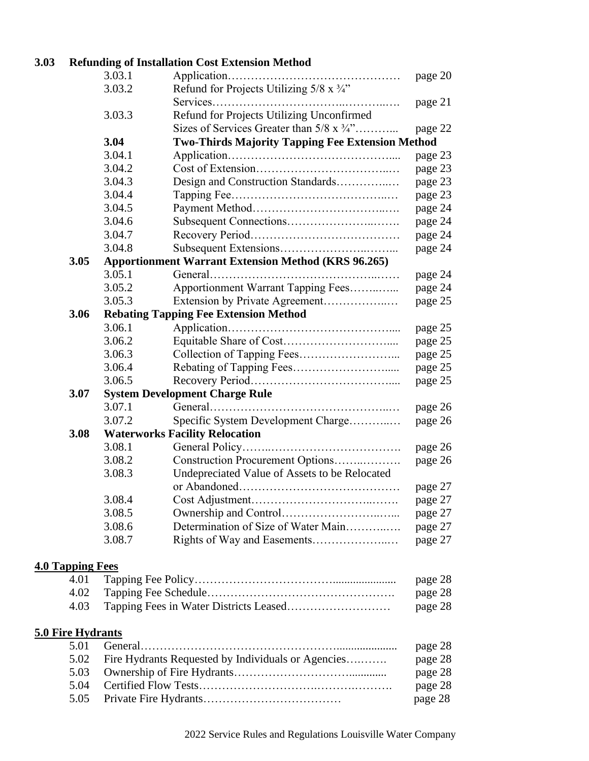**3.03 Refunding of Installation Cost Extension Method**

| | | |
|---|---|---|
| 3.03.1 | Application………………………………………… | page 20 |
| 3.03.2 | Refund for Projects Utilizing 5/8 x ¾" Services……………………………..……..…. | page 21 |
| 3.03.3 | Refund for Projects Utilizing Unconfirmed Sizes of Services Greater than 5/8 x ¾"………... | page 22 |

**3.04 Two-Thirds Majority Tapping Fee Extension Method**

| | | |
|---|---|---|
| 3.04.1 | Application……………………………………..... | page 23 |
| 3.04.2 | Cost of Extension……………………………..… | page 23 |
| 3.04.3 | Design and Construction Standards…………..… | page 23 |
| 3.04.4 | Tapping Fee…………………………………..… | page 23 |
| 3.04.5 | Payment Method…………………………...…. | page 24 |
| 3.04.6 | Subsequent Connections……………………..……. | page 24 |
| 3.04.7 | Recovery Period……………………………… | page 24 |
| 3.04.8 | Subsequent Extensions………………….……... | page 24 |

**3.05 Apportionment Warrant Extension Method (KRS 96.265)**

| | | |
|---|---|---|
| 3.05.1 | General…………………………………….……. | page 24 |
| 3.05.2 | Apportionment Warrant Tapping Fees……..…... | page 24 |
| 3.05.3 | Extension by Private Agreement……………..… | page 25 |

**3.06 Rebating Tapping Fee Extension Method**

| | | |
|---|---|---|
| 3.06.1 | Application…………………………………….... | page 25 |
| 3.06.2 | Equitable Share of Cost……………………….... | page 25 |
| 3.06.3 | Collection of Tapping Fees……………………... | page 25 |
| 3.06.4 | Rebating of Tapping Fees…………………….... | page 25 |
| 3.06.5 | Recovery Period……………………………….... | page 25 |

**3.07 System Development Charge Rule**

| | | |
|---|---|---|
| 3.07.1 | General……………………………………..… | page 26 |
| 3.07.2 | Specific System Development Charge………..… | page 26 |

**3.08 Waterworks Facility Relocation**

| | | |
|---|---|---|
| 3.08.1 | General Policy……..……………………………. | page 26 |
| 3.08.2 | Construction Procurement Options……..………. | page 26 |
| 3.08.3 | Undepreciated Value of Assets to be Relocated or Abandoned…………………………………… | page 27 |
| 3.08.4 | Cost Adjustment……………………………..……. | page 27 |
| 3.08.5 | Ownership and Control…………………..…... | page 27 |
| 3.08.6 | Determination of Size of Water Main………..…. | page 27 |
| 3.08.7 | Rights of Way and Easements…………………..… | page 27 |

**4.0 Tapping Fees**

| | | |
|---|---|---|
| 4.01 | Tapping Fee Policy……………………………...................... | page 28 |
| 4.02 | Tapping Fee Schedule…………………………………………. | page 28 |
| 4.03 | Tapping Fees in Water Districts Leased……………………… | page 28 |

**5.0 Fire Hydrants**

| | | |
|---|---|---|
| 5.01 | General…………………………………………..................... | page 28 |
| 5.02 | Fire Hydrants Requested by Individuals or Agencies….……. | page 28 |
| 5.03 | Ownership of Fire Hydrants……………………….............. | page 28 |
| 5.04 | Certified Flow Tests…………………………….……….………. | page 28 |
| 5.05 | Private Fire Hydrants……………………………… | page 28 |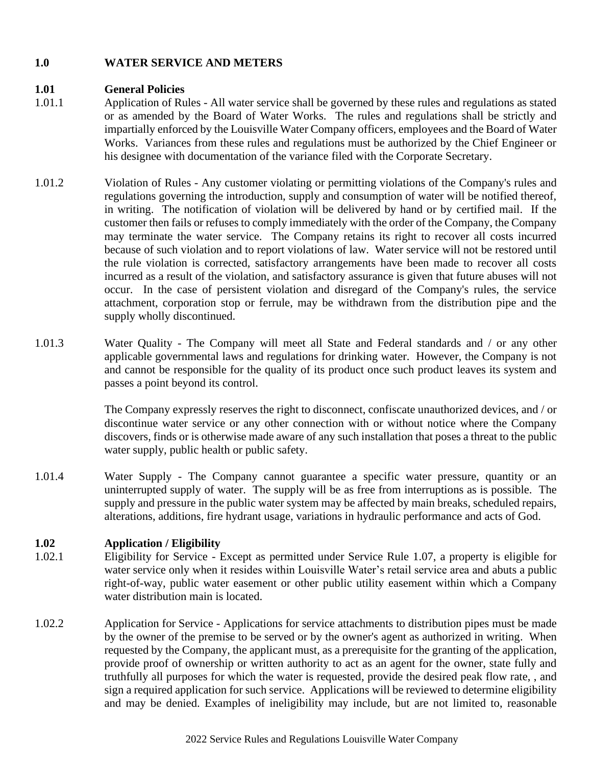## 1.0 WATER SERVICE AND METERS

### 1.01 General Policies

1.01.1 Application of Rules - All water service shall be governed by these rules and regulations as stated or as amended by the Board of Water Works. The rules and regulations shall be strictly and impartially enforced by the Louisville Water Company officers, employees and the Board of Water Works. Variances from these rules and regulations must be authorized by the Chief Engineer or his designee with documentation of the variance filed with the Corporate Secretary.

1.01.2 Violation of Rules - Any customer violating or permitting violations of the Company's rules and regulations governing the introduction, supply and consumption of water will be notified thereof, in writing. The notification of violation will be delivered by hand or by certified mail. If the customer then fails or refuses to comply immediately with the order of the Company, the Company may terminate the water service. The Company retains its right to recover all costs incurred because of such violation and to report violations of law. Water service will not be restored until the rule violation is corrected, satisfactory arrangements have been made to recover all costs incurred as a result of the violation, and satisfactory assurance is given that future abuses will not occur. In the case of persistent violation and disregard of the Company's rules, the service attachment, corporation stop or ferrule, may be withdrawn from the distribution pipe and the supply wholly discontinued.

1.01.3 Water Quality - The Company will meet all State and Federal standards and / or any other applicable governmental laws and regulations for drinking water. However, the Company is not and cannot be responsible for the quality of its product once such product leaves its system and passes a point beyond its control.

The Company expressly reserves the right to disconnect, confiscate unauthorized devices, and / or discontinue water service or any other connection with or without notice where the Company discovers, finds or is otherwise made aware of any such installation that poses a threat to the public water supply, public health or public safety.

1.01.4 Water Supply - The Company cannot guarantee a specific water pressure, quantity or an uninterrupted supply of water. The supply will be as free from interruptions as is possible. The supply and pressure in the public water system may be affected by main breaks, scheduled repairs, alterations, additions, fire hydrant usage, variations in hydraulic performance and acts of God.

### 1.02 Application / Eligibility

1.02.1 Eligibility for Service - Except as permitted under Service Rule 1.07, a property is eligible for water service only when it resides within Louisville Water's retail service area and abuts a public right-of-way, public water easement or other public utility easement within which a Company water distribution main is located.

1.02.2 Application for Service - Applications for service attachments to distribution pipes must be made by the owner of the premise to be served or by the owner's agent as authorized in writing. When requested by the Company, the applicant must, as a prerequisite for the granting of the application, provide proof of ownership or written authority to act as an agent for the owner, state fully and truthfully all purposes for which the water is requested, provide the desired peak flow rate, , and sign a required application for such service. Applications will be reviewed to determine eligibility and may be denied. Examples of ineligibility may include, but are not limited to, reasonable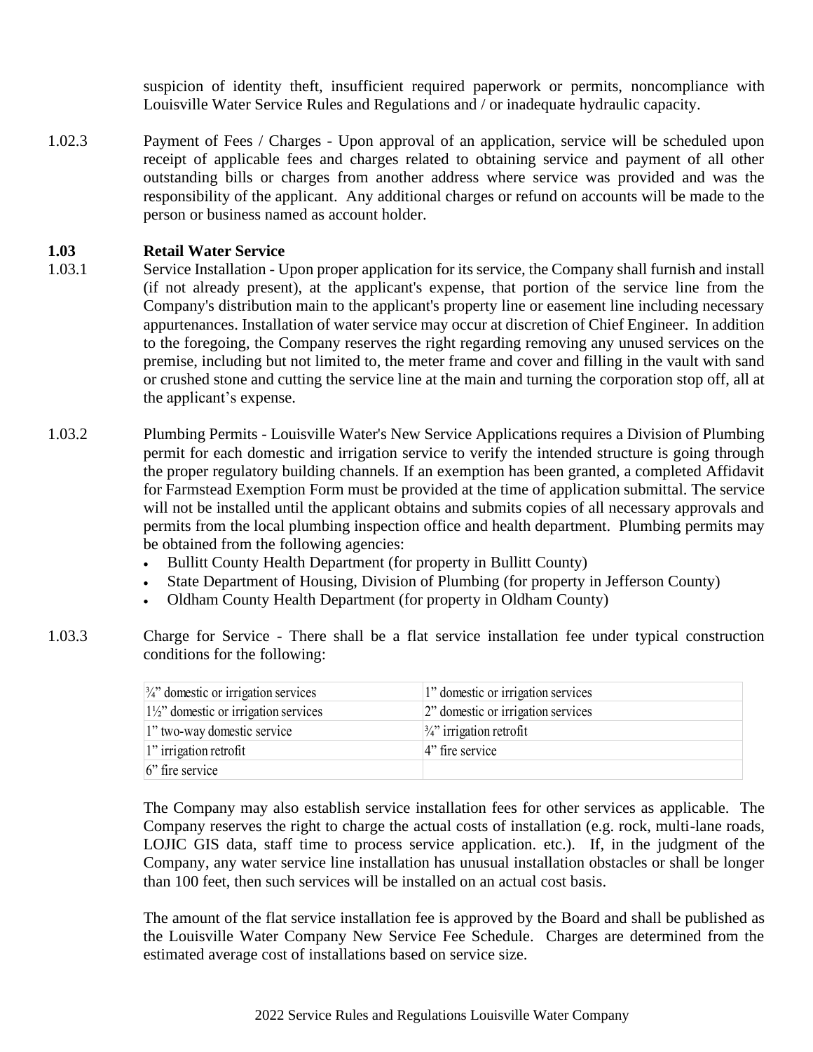suspicion of identity theft, insufficient required paperwork or permits, noncompliance with Louisville Water Service Rules and Regulations and / or inadequate hydraulic capacity.

1.02.3 Payment of Fees / Charges - Upon approval of an application, service will be scheduled upon receipt of applicable fees and charges related to obtaining service and payment of all other outstanding bills or charges from another address where service was provided and was the responsibility of the applicant. Any additional charges or refund on accounts will be made to the person or business named as account holder.

### 1.03 Retail Water Service

1.03.1 Service Installation - Upon proper application for its service, the Company shall furnish and install (if not already present), at the applicant's expense, that portion of the service line from the Company's distribution main to the applicant's property line or easement line including necessary appurtenances. Installation of water service may occur at discretion of Chief Engineer. In addition to the foregoing, the Company reserves the right regarding removing any unused services on the premise, including but not limited to, the meter frame and cover and filling in the vault with sand or crushed stone and cutting the service line at the main and turning the corporation stop off, all at the applicant's expense.

1.03.2 Plumbing Permits - Louisville Water's New Service Applications requires a Division of Plumbing permit for each domestic and irrigation service to verify the intended structure is going through the proper regulatory building channels. If an exemption has been granted, a completed Affidavit for Farmstead Exemption Form must be provided at the time of application submittal. The service will not be installed until the applicant obtains and submits copies of all necessary approvals and permits from the local plumbing inspection office and health department. Plumbing permits may be obtained from the following agencies:

- Bullitt County Health Department (for property in Bullitt County)
- State Department of Housing, Division of Plumbing (for property in Jefferson County)
- Oldham County Health Department (for property in Oldham County)

1.03.3 Charge for Service - There shall be a flat service installation fee under typical construction conditions for the following:

| | |
|---|---|
| ¾" domestic or irrigation services | 1" domestic or irrigation services |
| 1½" domestic or irrigation services | 2" domestic or irrigation services |
| 1" two-way domestic service | ¾" irrigation retrofit |
| 1" irrigation retrofit | 4" fire service |
| 6" fire service | |

The Company may also establish service installation fees for other services as applicable. The Company reserves the right to charge the actual costs of installation (e.g. rock, multi-lane roads, LOJIC GIS data, staff time to process service application. etc.). If, in the judgment of the Company, any water service line installation has unusual installation obstacles or shall be longer than 100 feet, then such services will be installed on an actual cost basis.

The amount of the flat service installation fee is approved by the Board and shall be published as the Louisville Water Company New Service Fee Schedule. Charges are determined from the estimated average cost of installations based on service size.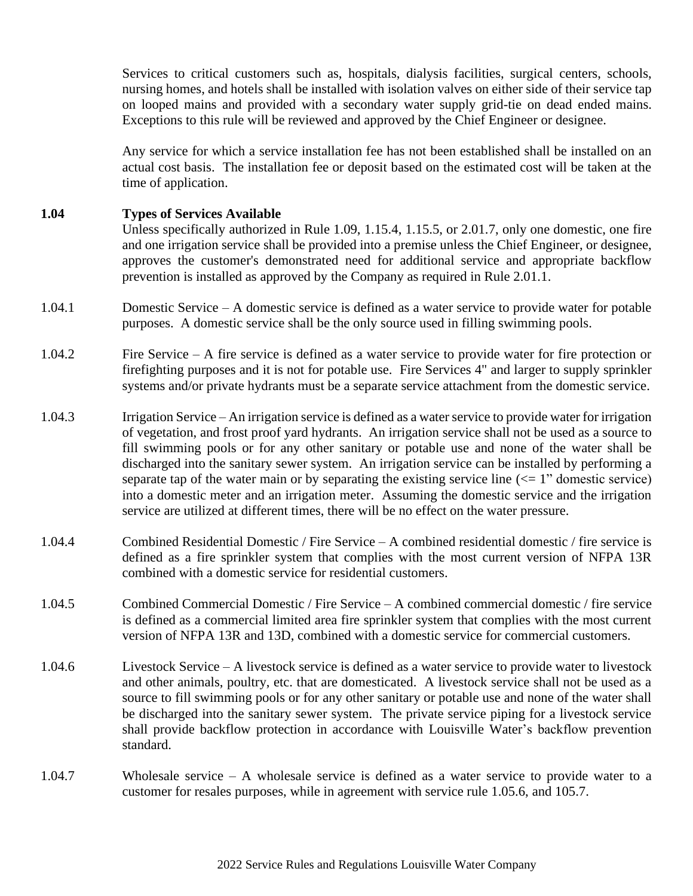Services to critical customers such as, hospitals, dialysis facilities, surgical centers, schools, nursing homes, and hotels shall be installed with isolation valves on either side of their service tap on looped mains and provided with a secondary water supply grid-tie on dead ended mains. Exceptions to this rule will be reviewed and approved by the Chief Engineer or designee.

Any service for which a service installation fee has not been established shall be installed on an actual cost basis. The installation fee or deposit based on the estimated cost will be taken at the time of application.

**1.04 Types of Services Available**

Unless specifically authorized in Rule 1.09, 1.15.4, 1.15.5, or 2.01.7, only one domestic, one fire and one irrigation service shall be provided into a premise unless the Chief Engineer, or designee, approves the customer's demonstrated need for additional service and appropriate backflow prevention is installed as approved by the Company as required in Rule 2.01.1.

1.04.1 Domestic Service – A domestic service is defined as a water service to provide water for potable purposes. A domestic service shall be the only source used in filling swimming pools.

1.04.2 Fire Service – A fire service is defined as a water service to provide water for fire protection or firefighting purposes and it is not for potable use. Fire Services 4" and larger to supply sprinkler systems and/or private hydrants must be a separate service attachment from the domestic service.

1.04.3 Irrigation Service – An irrigation service is defined as a water service to provide water for irrigation of vegetation, and frost proof yard hydrants. An irrigation service shall not be used as a source to fill swimming pools or for any other sanitary or potable use and none of the water shall be discharged into the sanitary sewer system. An irrigation service can be installed by performing a separate tap of the water main or by separating the existing service line (<= 1" domestic service) into a domestic meter and an irrigation meter. Assuming the domestic service and the irrigation service are utilized at different times, there will be no effect on the water pressure.

1.04.4 Combined Residential Domestic / Fire Service – A combined residential domestic / fire service is defined as a fire sprinkler system that complies with the most current version of NFPA 13R combined with a domestic service for residential customers.

1.04.5 Combined Commercial Domestic / Fire Service – A combined commercial domestic / fire service is defined as a commercial limited area fire sprinkler system that complies with the most current version of NFPA 13R and 13D, combined with a domestic service for commercial customers.

1.04.6 Livestock Service – A livestock service is defined as a water service to provide water to livestock and other animals, poultry, etc. that are domesticated. A livestock service shall not be used as a source to fill swimming pools or for any other sanitary or potable use and none of the water shall be discharged into the sanitary sewer system. The private service piping for a livestock service shall provide backflow protection in accordance with Louisville Water's backflow prevention standard.

1.04.7 Wholesale service – A wholesale service is defined as a water service to provide water to a customer for resales purposes, while in agreement with service rule 1.05.6, and 105.7.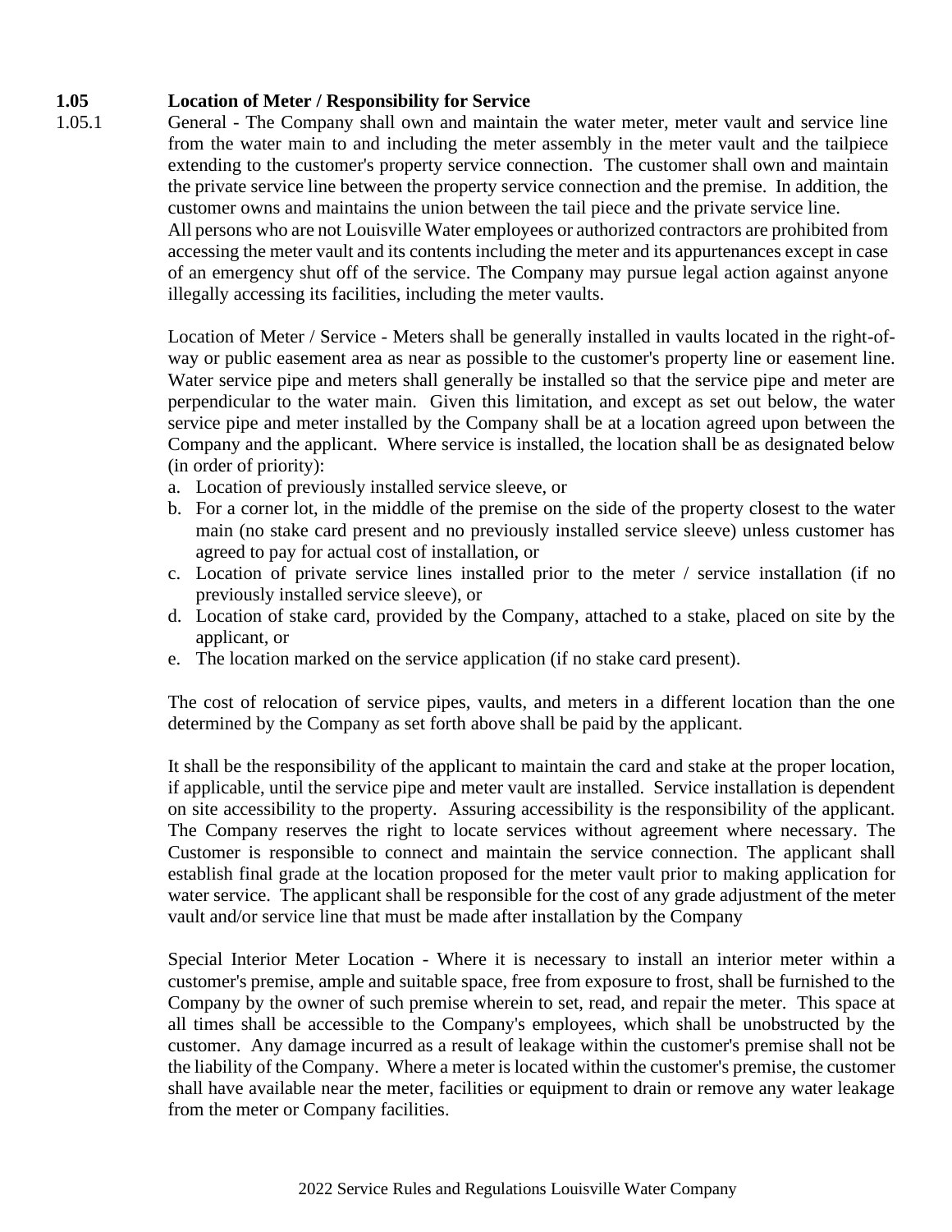**1.05 Location of Meter / Responsibility for Service**

1.05.1 General - The Company shall own and maintain the water meter, meter vault and service line from the water main to and including the meter assembly in the meter vault and the tailpiece extending to the customer's property service connection. The customer shall own and maintain the private service line between the property service connection and the premise. In addition, the customer owns and maintains the union between the tail piece and the private service line. All persons who are not Louisville Water employees or authorized contractors are prohibited from accessing the meter vault and its contents including the meter and its appurtenances except in case of an emergency shut off of the service. The Company may pursue legal action against anyone illegally accessing its facilities, including the meter vaults.

Location of Meter / Service - Meters shall be generally installed in vaults located in the right-of-way or public easement area as near as possible to the customer's property line or easement line. Water service pipe and meters shall generally be installed so that the service pipe and meter are perpendicular to the water main. Given this limitation, and except as set out below, the water service pipe and meter installed by the Company shall be at a location agreed upon between the Company and the applicant. Where service is installed, the location shall be as designated below (in order of priority):

a. Location of previously installed service sleeve, or
b. For a corner lot, in the middle of the premise on the side of the property closest to the water main (no stake card present and no previously installed service sleeve) unless customer has agreed to pay for actual cost of installation, or
c. Location of private service lines installed prior to the meter / service installation (if no previously installed service sleeve), or
d. Location of stake card, provided by the Company, attached to a stake, placed on site by the applicant, or
e. The location marked on the service application (if no stake card present).

The cost of relocation of service pipes, vaults, and meters in a different location than the one determined by the Company as set forth above shall be paid by the applicant.

It shall be the responsibility of the applicant to maintain the card and stake at the proper location, if applicable, until the service pipe and meter vault are installed. Service installation is dependent on site accessibility to the property. Assuring accessibility is the responsibility of the applicant. The Company reserves the right to locate services without agreement where necessary. The Customer is responsible to connect and maintain the service connection. The applicant shall establish final grade at the location proposed for the meter vault prior to making application for water service. The applicant shall be responsible for the cost of any grade adjustment of the meter vault and/or service line that must be made after installation by the Company

Special Interior Meter Location - Where it is necessary to install an interior meter within a customer's premise, ample and suitable space, free from exposure to frost, shall be furnished to the Company by the owner of such premise wherein to set, read, and repair the meter. This space at all times shall be accessible to the Company's employees, which shall be unobstructed by the customer. Any damage incurred as a result of leakage within the customer's premise shall not be the liability of the Company. Where a meter is located within the customer's premise, the customer shall have available near the meter, facilities or equipment to drain or remove any water leakage from the meter or Company facilities.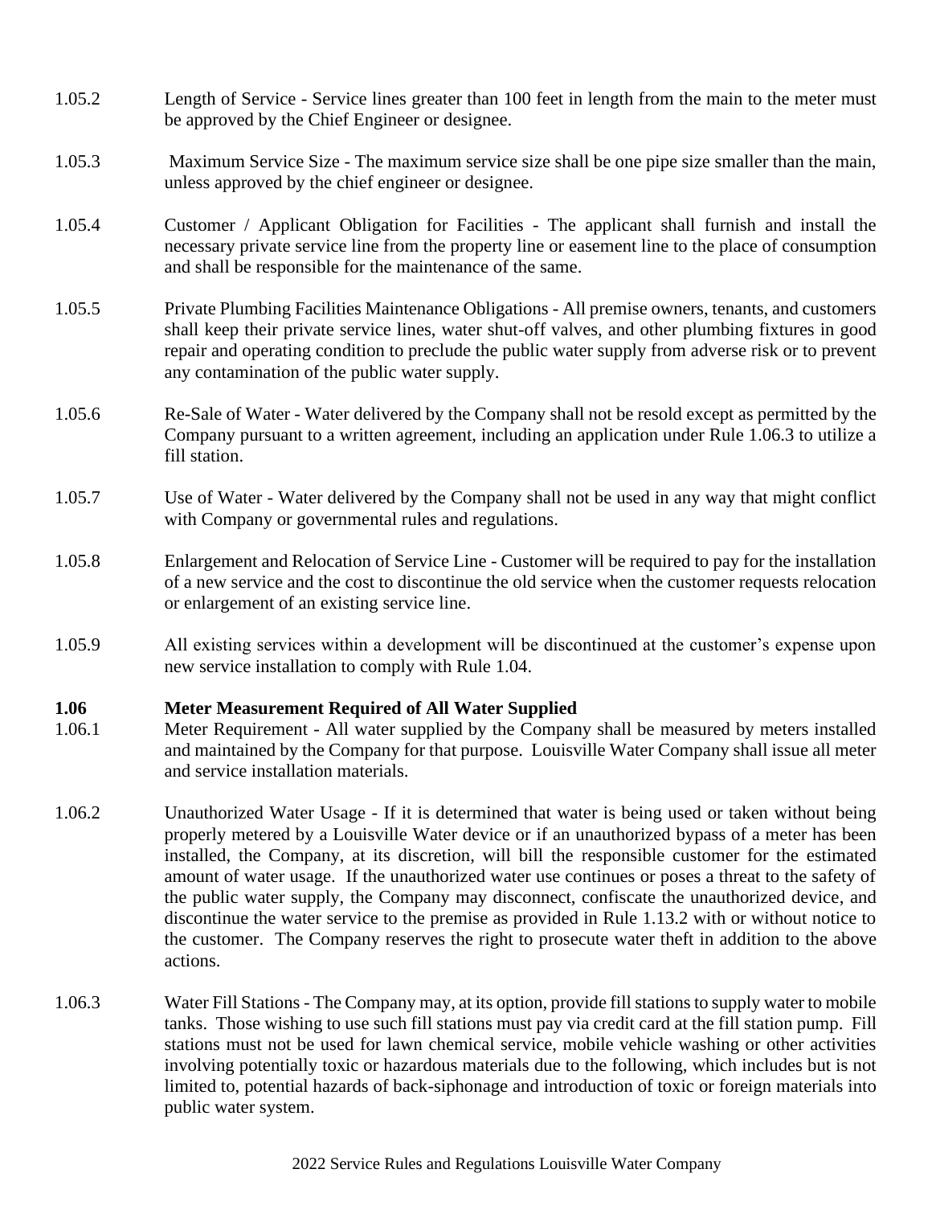1.05.2 Length of Service - Service lines greater than 100 feet in length from the main to the meter must be approved by the Chief Engineer or designee.

1.05.3 Maximum Service Size - The maximum service size shall be one pipe size smaller than the main, unless approved by the chief engineer or designee.

1.05.4 Customer / Applicant Obligation for Facilities - The applicant shall furnish and install the necessary private service line from the property line or easement line to the place of consumption and shall be responsible for the maintenance of the same.

1.05.5 Private Plumbing Facilities Maintenance Obligations - All premise owners, tenants, and customers shall keep their private service lines, water shut-off valves, and other plumbing fixtures in good repair and operating condition to preclude the public water supply from adverse risk or to prevent any contamination of the public water supply.

1.05.6 Re-Sale of Water - Water delivered by the Company shall not be resold except as permitted by the Company pursuant to a written agreement, including an application under Rule 1.06.3 to utilize a fill station.

1.05.7 Use of Water - Water delivered by the Company shall not be used in any way that might conflict with Company or governmental rules and regulations.

1.05.8 Enlargement and Relocation of Service Line - Customer will be required to pay for the installation of a new service and the cost to discontinue the old service when the customer requests relocation or enlargement of an existing service line.

1.05.9 All existing services within a development will be discontinued at the customer's expense upon new service installation to comply with Rule 1.04.

**1.06 Meter Measurement Required of All Water Supplied**

1.06.1 Meter Requirement - All water supplied by the Company shall be measured by meters installed and maintained by the Company for that purpose. Louisville Water Company shall issue all meter and service installation materials.

1.06.2 Unauthorized Water Usage - If it is determined that water is being used or taken without being properly metered by a Louisville Water device or if an unauthorized bypass of a meter has been installed, the Company, at its discretion, will bill the responsible customer for the estimated amount of water usage. If the unauthorized water use continues or poses a threat to the safety of the public water supply, the Company may disconnect, confiscate the unauthorized device, and discontinue the water service to the premise as provided in Rule 1.13.2 with or without notice to the customer. The Company reserves the right to prosecute water theft in addition to the above actions.

1.06.3 Water Fill Stations - The Company may, at its option, provide fill stations to supply water to mobile tanks. Those wishing to use such fill stations must pay via credit card at the fill station pump. Fill stations must not be used for lawn chemical service, mobile vehicle washing or other activities involving potentially toxic or hazardous materials due to the following, which includes but is not limited to, potential hazards of back-siphonage and introduction of toxic or foreign materials into public water system.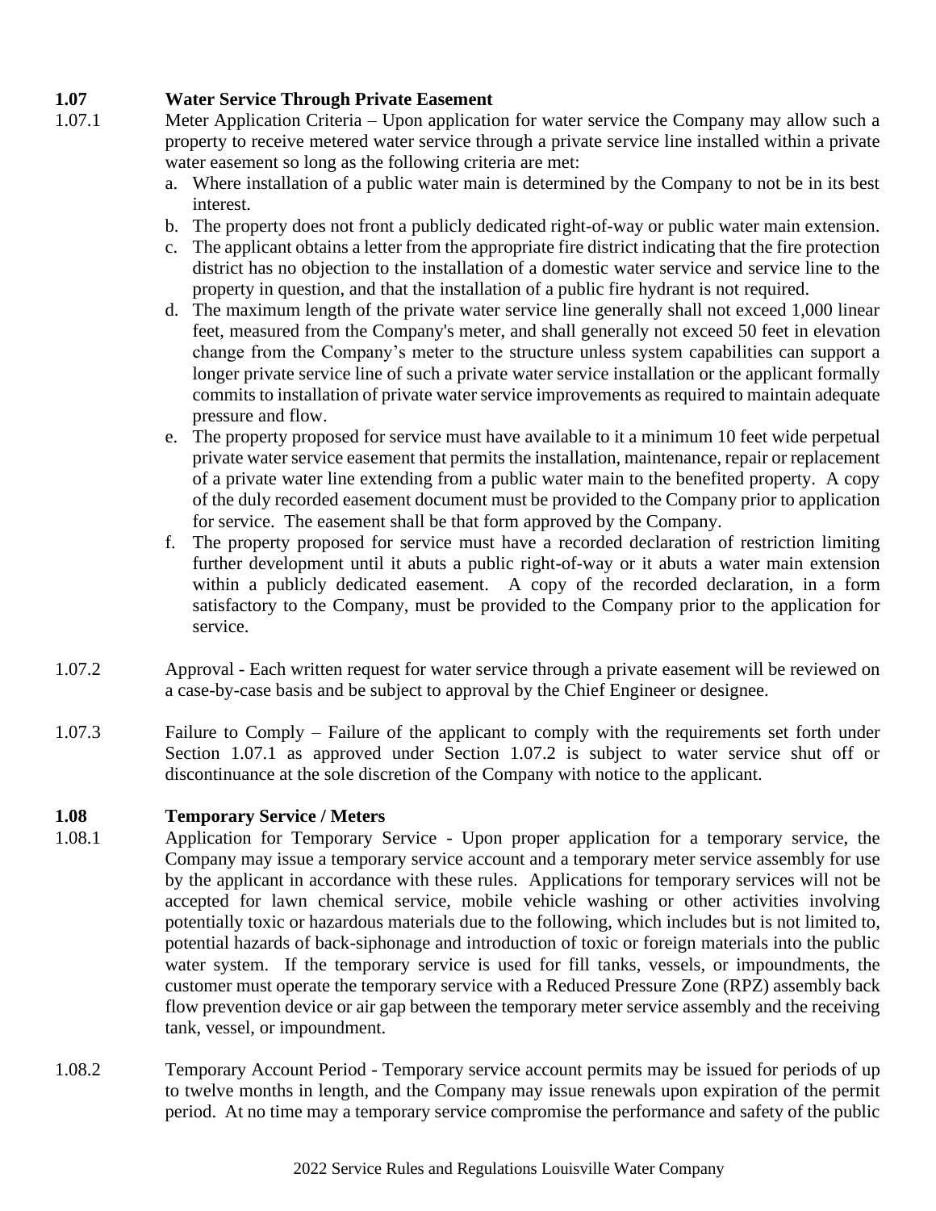## 1.07 Water Service Through Private Easement

1.07.1 Meter Application Criteria – Upon application for water service the Company may allow such a property to receive metered water service through a private service line installed within a private water easement so long as the following criteria are met:

a. Where installation of a public water main is determined by the Company to not be in its best interest.
b. The property does not front a publicly dedicated right-of-way or public water main extension.
c. The applicant obtains a letter from the appropriate fire district indicating that the fire protection district has no objection to the installation of a domestic water service and service line to the property in question, and that the installation of a public fire hydrant is not required.
d. The maximum length of the private water service line generally shall not exceed 1,000 linear feet, measured from the Company's meter, and shall generally not exceed 50 feet in elevation change from the Company's meter to the structure unless system capabilities can support a longer private service line of such a private water service installation or the applicant formally commits to installation of private water service improvements as required to maintain adequate pressure and flow.
e. The property proposed for service must have available to it a minimum 10 feet wide perpetual private water service easement that permits the installation, maintenance, repair or replacement of a private water line extending from a public water main to the benefited property. A copy of the duly recorded easement document must be provided to the Company prior to application for service. The easement shall be that form approved by the Company.
f. The property proposed for service must have a recorded declaration of restriction limiting further development until it abuts a public right-of-way or it abuts a water main extension within a publicly dedicated easement. A copy of the recorded declaration, in a form satisfactory to the Company, must be provided to the Company prior to the application for service.

1.07.2 Approval - Each written request for water service through a private easement will be reviewed on a case-by-case basis and be subject to approval by the Chief Engineer or designee.

1.07.3 Failure to Comply – Failure of the applicant to comply with the requirements set forth under Section 1.07.1 as approved under Section 1.07.2 is subject to water service shut off or discontinuance at the sole discretion of the Company with notice to the applicant.

## 1.08 Temporary Service / Meters

1.08.1 Application for Temporary Service - Upon proper application for a temporary service, the Company may issue a temporary service account and a temporary meter service assembly for use by the applicant in accordance with these rules. Applications for temporary services will not be accepted for lawn chemical service, mobile vehicle washing or other activities involving potentially toxic or hazardous materials due to the following, which includes but is not limited to, potential hazards of back-siphonage and introduction of toxic or foreign materials into the public water system. If the temporary service is used for fill tanks, vessels, or impoundments, the customer must operate the temporary service with a Reduced Pressure Zone (RPZ) assembly back flow prevention device or air gap between the temporary meter service assembly and the receiving tank, vessel, or impoundment.

1.08.2 Temporary Account Period - Temporary service account permits may be issued for periods of up to twelve months in length, and the Company may issue renewals upon expiration of the permit period. At no time may a temporary service compromise the performance and safety of the public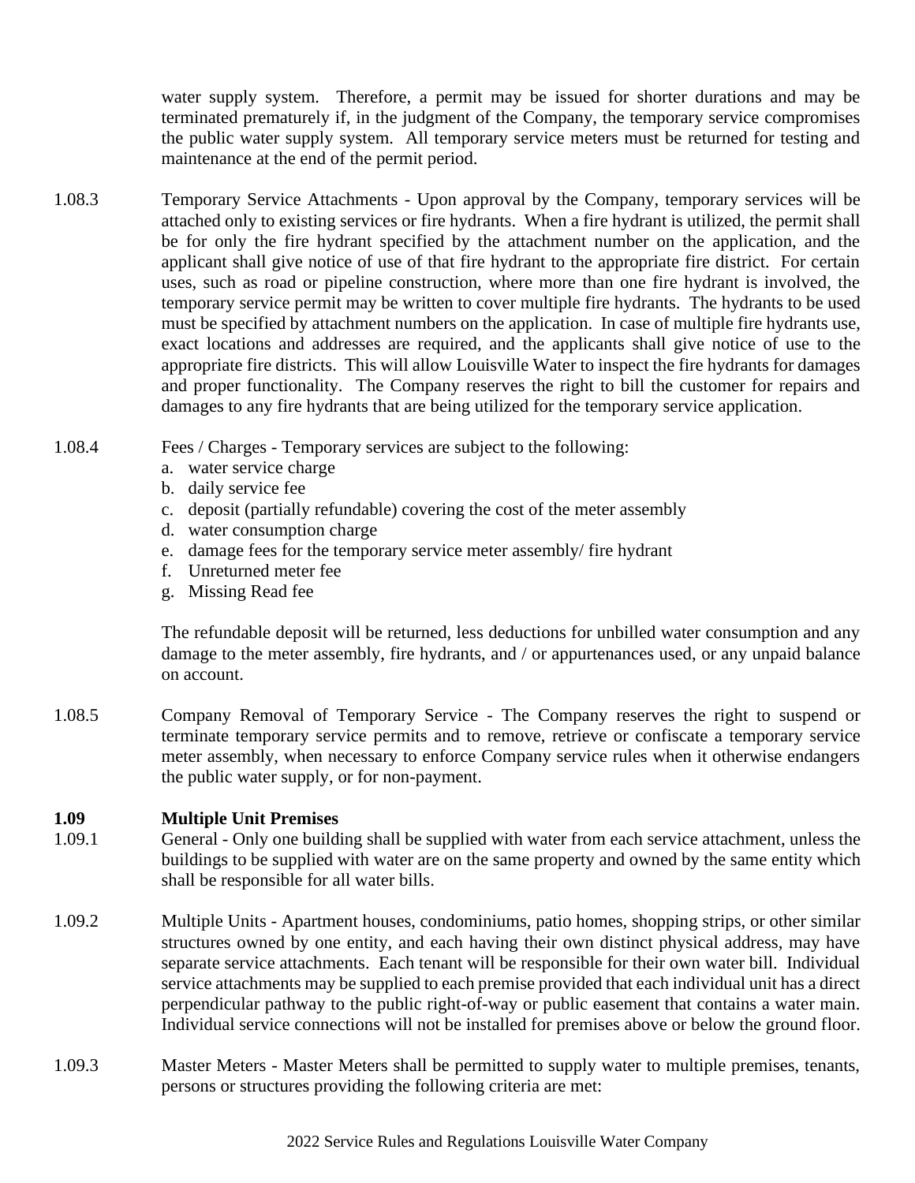water supply system. Therefore, a permit may be issued for shorter durations and may be terminated prematurely if, in the judgment of the Company, the temporary service compromises the public water supply system. All temporary service meters must be returned for testing and maintenance at the end of the permit period.

1.08.3 Temporary Service Attachments - Upon approval by the Company, temporary services will be attached only to existing services or fire hydrants. When a fire hydrant is utilized, the permit shall be for only the fire hydrant specified by the attachment number on the application, and the applicant shall give notice of use of that fire hydrant to the appropriate fire district. For certain uses, such as road or pipeline construction, where more than one fire hydrant is involved, the temporary service permit may be written to cover multiple fire hydrants. The hydrants to be used must be specified by attachment numbers on the application. In case of multiple fire hydrants use, exact locations and addresses are required, and the applicants shall give notice of use to the appropriate fire districts. This will allow Louisville Water to inspect the fire hydrants for damages and proper functionality. The Company reserves the right to bill the customer for repairs and damages to any fire hydrants that are being utilized for the temporary service application.

1.08.4 Fees / Charges - Temporary services are subject to the following:

a. water service charge
b. daily service fee
c. deposit (partially refundable) covering the cost of the meter assembly
d. water consumption charge
e. damage fees for the temporary service meter assembly/ fire hydrant
f. Unreturned meter fee
g. Missing Read fee

The refundable deposit will be returned, less deductions for unbilled water consumption and any damage to the meter assembly, fire hydrants, and / or appurtenances used, or any unpaid balance on account.

1.08.5 Company Removal of Temporary Service - The Company reserves the right to suspend or terminate temporary service permits and to remove, retrieve or confiscate a temporary service meter assembly, when necessary to enforce Company service rules when it otherwise endangers the public water supply, or for non-payment.

**1.09 Multiple Unit Premises**

1.09.1 General - Only one building shall be supplied with water from each service attachment, unless the buildings to be supplied with water are on the same property and owned by the same entity which shall be responsible for all water bills.

1.09.2 Multiple Units - Apartment houses, condominiums, patio homes, shopping strips, or other similar structures owned by one entity, and each having their own distinct physical address, may have separate service attachments. Each tenant will be responsible for their own water bill. Individual service attachments may be supplied to each premise provided that each individual unit has a direct perpendicular pathway to the public right-of-way or public easement that contains a water main. Individual service connections will not be installed for premises above or below the ground floor.

1.09.3 Master Meters - Master Meters shall be permitted to supply water to multiple premises, tenants, persons or structures providing the following criteria are met: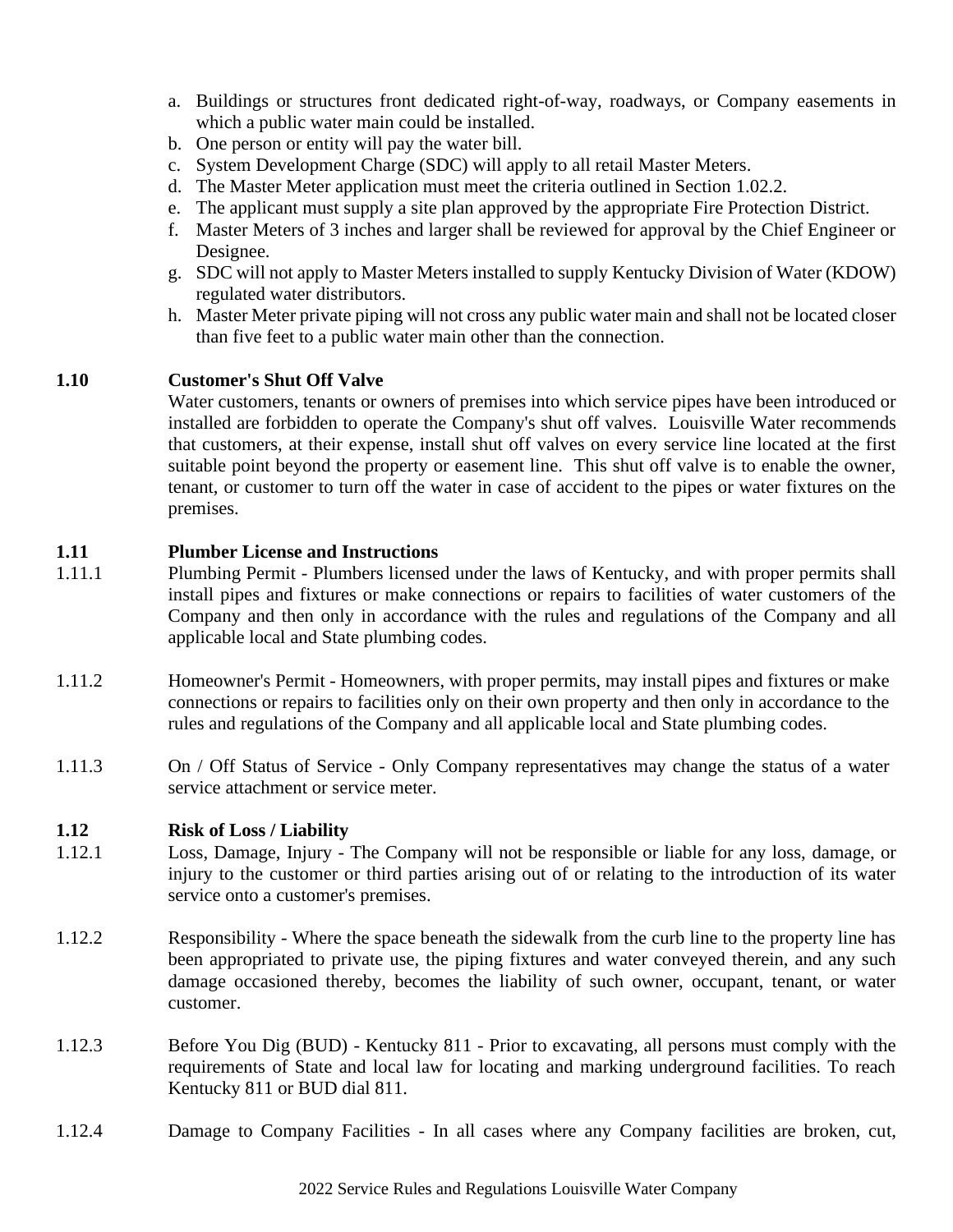a. Buildings or structures front dedicated right-of-way, roadways, or Company easements in which a public water main could be installed.
b. One person or entity will pay the water bill.
c. System Development Charge (SDC) will apply to all retail Master Meters.
d. The Master Meter application must meet the criteria outlined in Section 1.02.2.
e. The applicant must supply a site plan approved by the appropriate Fire Protection District.
f. Master Meters of 3 inches and larger shall be reviewed for approval by the Chief Engineer or Designee.
g. SDC will not apply to Master Meters installed to supply Kentucky Division of Water (KDOW) regulated water distributors.
h. Master Meter private piping will not cross any public water main and shall not be located closer than five feet to a public water main other than the connection.

## 1.10 Customer's Shut Off Valve

Water customers, tenants or owners of premises into which service pipes have been introduced or installed are forbidden to operate the Company's shut off valves. Louisville Water recommends that customers, at their expense, install shut off valves on every service line located at the first suitable point beyond the property or easement line. This shut off valve is to enable the owner, tenant, or customer to turn off the water in case of accident to the pipes or water fixtures on the premises.

## 1.11 Plumber License and Instructions

1.11.1 Plumbing Permit - Plumbers licensed under the laws of Kentucky, and with proper permits shall install pipes and fixtures or make connections or repairs to facilities of water customers of the Company and then only in accordance with the rules and regulations of the Company and all applicable local and State plumbing codes.

1.11.2 Homeowner's Permit - Homeowners, with proper permits, may install pipes and fixtures or make connections or repairs to facilities only on their own property and then only in accordance to the rules and regulations of the Company and all applicable local and State plumbing codes.

1.11.3 On / Off Status of Service - Only Company representatives may change the status of a water service attachment or service meter.

## 1.12 Risk of Loss / Liability

1.12.1 Loss, Damage, Injury - The Company will not be responsible or liable for any loss, damage, or injury to the customer or third parties arising out of or relating to the introduction of its water service onto a customer's premises.

1.12.2 Responsibility - Where the space beneath the sidewalk from the curb line to the property line has been appropriated to private use, the piping fixtures and water conveyed therein, and any such damage occasioned thereby, becomes the liability of such owner, occupant, tenant, or water customer.

1.12.3 Before You Dig (BUD) - Kentucky 811 - Prior to excavating, all persons must comply with the requirements of State and local law for locating and marking underground facilities. To reach Kentucky 811 or BUD dial 811.

1.12.4 Damage to Company Facilities - In all cases where any Company facilities are broken, cut,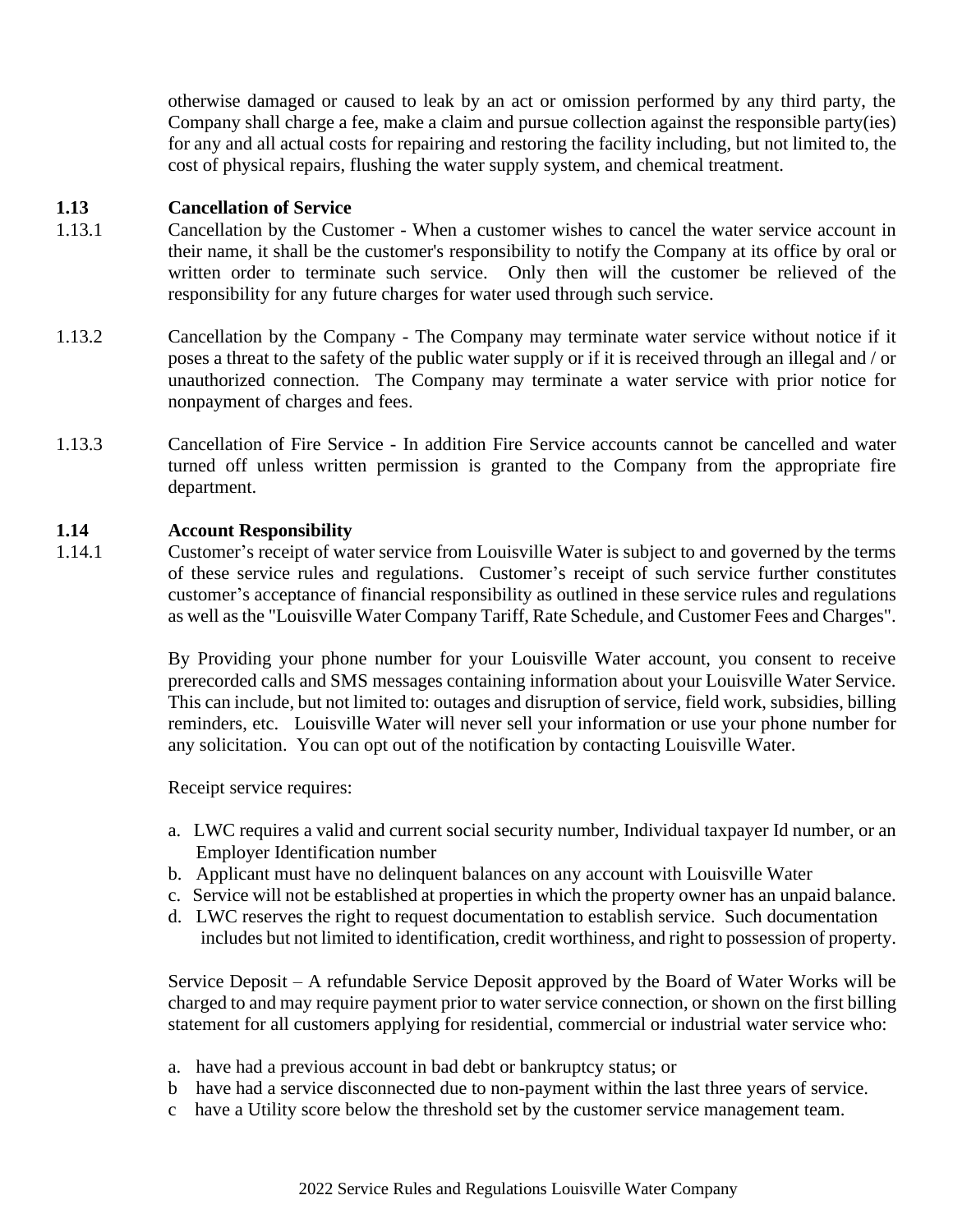otherwise damaged or caused to leak by an act or omission performed by any third party, the Company shall charge a fee, make a claim and pursue collection against the responsible party(ies) for any and all actual costs for repairing and restoring the facility including, but not limited to, the cost of physical repairs, flushing the water supply system, and chemical treatment.

### 1.13 Cancellation of Service

1.13.1 Cancellation by the Customer - When a customer wishes to cancel the water service account in their name, it shall be the customer's responsibility to notify the Company at its office by oral or written order to terminate such service. Only then will the customer be relieved of the responsibility for any future charges for water used through such service.

1.13.2 Cancellation by the Company - The Company may terminate water service without notice if it poses a threat to the safety of the public water supply or if it is received through an illegal and / or unauthorized connection. The Company may terminate a water service with prior notice for nonpayment of charges and fees.

1.13.3 Cancellation of Fire Service - In addition Fire Service accounts cannot be cancelled and water turned off unless written permission is granted to the Company from the appropriate fire department.

### 1.14 Account Responsibility

1.14.1 Customer's receipt of water service from Louisville Water is subject to and governed by the terms of these service rules and regulations. Customer's receipt of such service further constitutes customer's acceptance of financial responsibility as outlined in these service rules and regulations as well as the "Louisville Water Company Tariff, Rate Schedule, and Customer Fees and Charges".

By Providing your phone number for your Louisville Water account, you consent to receive prerecorded calls and SMS messages containing information about your Louisville Water Service. This can include, but not limited to: outages and disruption of service, field work, subsidies, billing reminders, etc. Louisville Water will never sell your information or use your phone number for any solicitation. You can opt out of the notification by contacting Louisville Water.

Receipt service requires:

a. LWC requires a valid and current social security number, Individual taxpayer Id number, or an Employer Identification number
b. Applicant must have no delinquent balances on any account with Louisville Water
c. Service will not be established at properties in which the property owner has an unpaid balance.
d. LWC reserves the right to request documentation to establish service. Such documentation includes but not limited to identification, credit worthiness, and right to possession of property.

Service Deposit – A refundable Service Deposit approved by the Board of Water Works will be charged to and may require payment prior to water service connection, or shown on the first billing statement for all customers applying for residential, commercial or industrial water service who:

a. have had a previous account in bad debt or bankruptcy status; or
b have had a service disconnected due to non-payment within the last three years of service.
c have a Utility score below the threshold set by the customer service management team.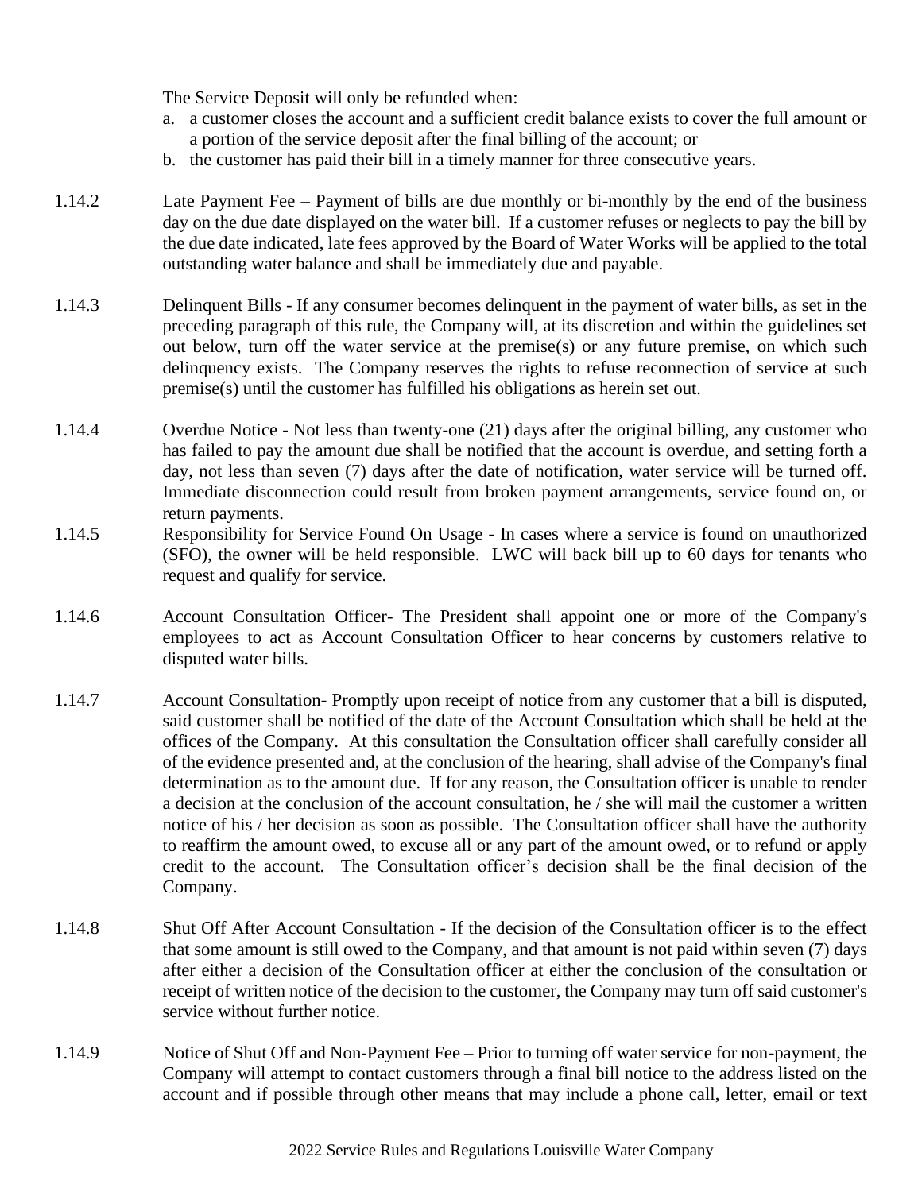The Service Deposit will only be refunded when:

a. a customer closes the account and a sufficient credit balance exists to cover the full amount or a portion of the service deposit after the final billing of the account; or
b. the customer has paid their bill in a timely manner for three consecutive years.

1.14.2 Late Payment Fee – Payment of bills are due monthly or bi-monthly by the end of the business day on the due date displayed on the water bill. If a customer refuses or neglects to pay the bill by the due date indicated, late fees approved by the Board of Water Works will be applied to the total outstanding water balance and shall be immediately due and payable.

1.14.3 Delinquent Bills - If any consumer becomes delinquent in the payment of water bills, as set in the preceding paragraph of this rule, the Company will, at its discretion and within the guidelines set out below, turn off the water service at the premise(s) or any future premise, on which such delinquency exists. The Company reserves the rights to refuse reconnection of service at such premise(s) until the customer has fulfilled his obligations as herein set out.

1.14.4 Overdue Notice - Not less than twenty-one (21) days after the original billing, any customer who has failed to pay the amount due shall be notified that the account is overdue, and setting forth a day, not less than seven (7) days after the date of notification, water service will be turned off. Immediate disconnection could result from broken payment arrangements, service found on, or return payments.

1.14.5 Responsibility for Service Found On Usage - In cases where a service is found on unauthorized (SFO), the owner will be held responsible. LWC will back bill up to 60 days for tenants who request and qualify for service.

1.14.6 Account Consultation Officer- The President shall appoint one or more of the Company's employees to act as Account Consultation Officer to hear concerns by customers relative to disputed water bills.

1.14.7 Account Consultation- Promptly upon receipt of notice from any customer that a bill is disputed, said customer shall be notified of the date of the Account Consultation which shall be held at the offices of the Company. At this consultation the Consultation officer shall carefully consider all of the evidence presented and, at the conclusion of the hearing, shall advise of the Company's final determination as to the amount due. If for any reason, the Consultation officer is unable to render a decision at the conclusion of the account consultation, he / she will mail the customer a written notice of his / her decision as soon as possible. The Consultation officer shall have the authority to reaffirm the amount owed, to excuse all or any part of the amount owed, or to refund or apply credit to the account. The Consultation officer's decision shall be the final decision of the Company.

1.14.8 Shut Off After Account Consultation - If the decision of the Consultation officer is to the effect that some amount is still owed to the Company, and that amount is not paid within seven (7) days after either a decision of the Consultation officer at either the conclusion of the consultation or receipt of written notice of the decision to the customer, the Company may turn off said customer's service without further notice.

1.14.9 Notice of Shut Off and Non-Payment Fee – Prior to turning off water service for non-payment, the Company will attempt to contact customers through a final bill notice to the address listed on the account and if possible through other means that may include a phone call, letter, email or text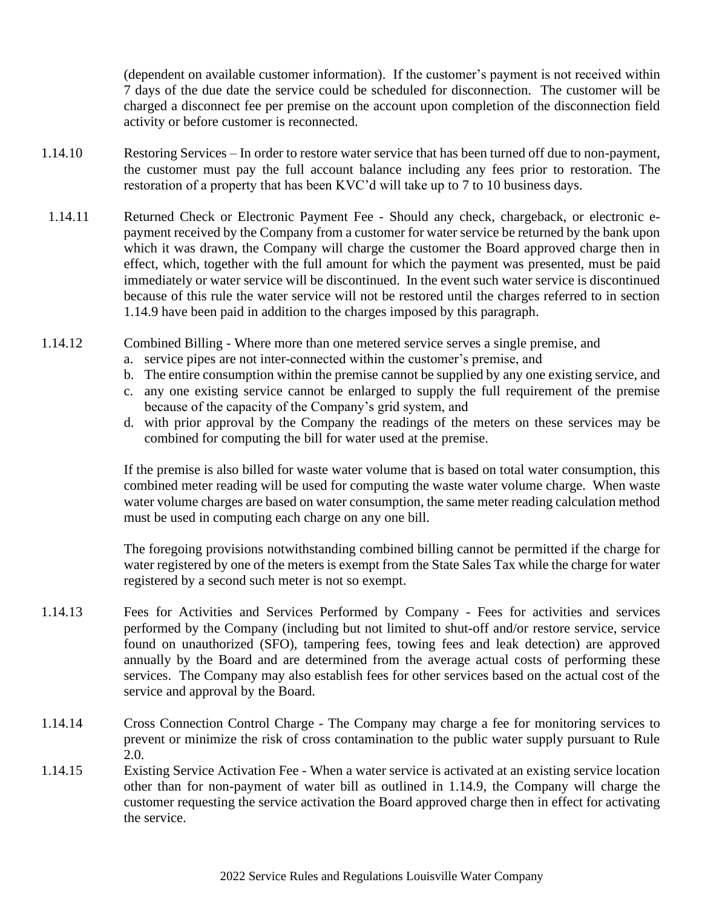(dependent on available customer information). If the customer's payment is not received within 7 days of the due date the service could be scheduled for disconnection. The customer will be charged a disconnect fee per premise on the account upon completion of the disconnection field activity or before customer is reconnected.

1.14.10 Restoring Services – In order to restore water service that has been turned off due to non-payment, the customer must pay the full account balance including any fees prior to restoration. The restoration of a property that has been KVC'd will take up to 7 to 10 business days.

1.14.11 Returned Check or Electronic Payment Fee - Should any check, chargeback, or electronic e-payment received by the Company from a customer for water service be returned by the bank upon which it was drawn, the Company will charge the customer the Board approved charge then in effect, which, together with the full amount for which the payment was presented, must be paid immediately or water service will be discontinued. In the event such water service is discontinued because of this rule the water service will not be restored until the charges referred to in section 1.14.9 have been paid in addition to the charges imposed by this paragraph.

1.14.12 Combined Billing - Where more than one metered service serves a single premise, and

a. service pipes are not inter-connected within the customer's premise, and
b. The entire consumption within the premise cannot be supplied by any one existing service, and
c. any one existing service cannot be enlarged to supply the full requirement of the premise because of the capacity of the Company's grid system, and
d. with prior approval by the Company the readings of the meters on these services may be combined for computing the bill for water used at the premise.

If the premise is also billed for waste water volume that is based on total water consumption, this combined meter reading will be used for computing the waste water volume charge. When waste water volume charges are based on water consumption, the same meter reading calculation method must be used in computing each charge on any one bill.

The foregoing provisions notwithstanding combined billing cannot be permitted if the charge for water registered by one of the meters is exempt from the State Sales Tax while the charge for water registered by a second such meter is not so exempt.

1.14.13 Fees for Activities and Services Performed by Company - Fees for activities and services performed by the Company (including but not limited to shut-off and/or restore service, service found on unauthorized (SFO), tampering fees, towing fees and leak detection) are approved annually by the Board and are determined from the average actual costs of performing these services. The Company may also establish fees for other services based on the actual cost of the service and approval by the Board.

1.14.14 Cross Connection Control Charge - The Company may charge a fee for monitoring services to prevent or minimize the risk of cross contamination to the public water supply pursuant to Rule 2.0.

1.14.15 Existing Service Activation Fee - When a water service is activated at an existing service location other than for non-payment of water bill as outlined in 1.14.9, the Company will charge the customer requesting the service activation the Board approved charge then in effect for activating the service.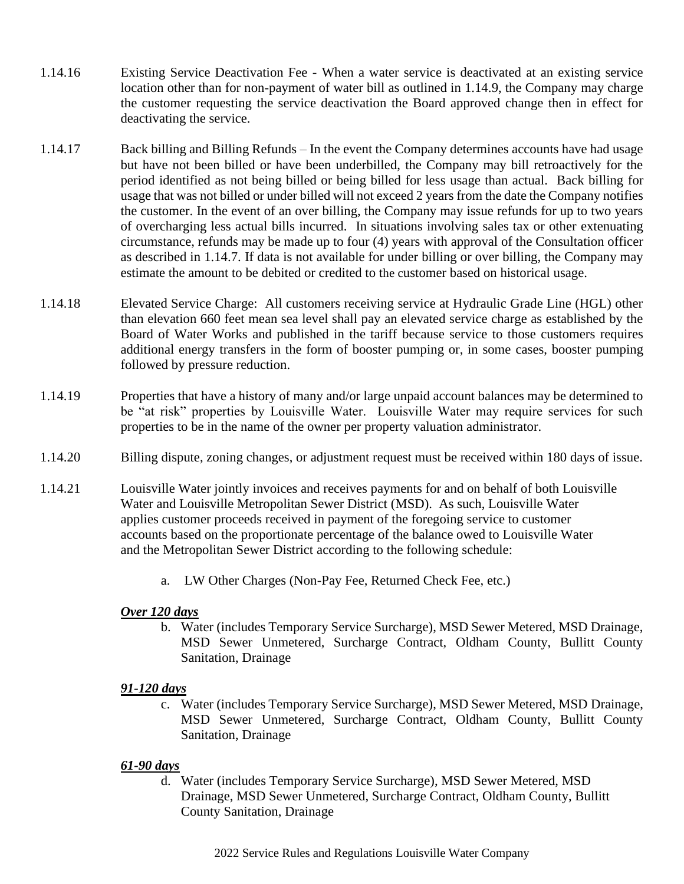1.14.16 Existing Service Deactivation Fee - When a water service is deactivated at an existing service location other than for non-payment of water bill as outlined in 1.14.9, the Company may charge the customer requesting the service deactivation the Board approved change then in effect for deactivating the service.

1.14.17 Back billing and Billing Refunds – In the event the Company determines accounts have had usage but have not been billed or have been underbilled, the Company may bill retroactively for the period identified as not being billed or being billed for less usage than actual. Back billing for usage that was not billed or under billed will not exceed 2 years from the date the Company notifies the customer. In the event of an over billing, the Company may issue refunds for up to two years of overcharging less actual bills incurred. In situations involving sales tax or other extenuating circumstance, refunds may be made up to four (4) years with approval of the Consultation officer as described in 1.14.7. If data is not available for under billing or over billing, the Company may estimate the amount to be debited or credited to the customer based on historical usage.

1.14.18 Elevated Service Charge: All customers receiving service at Hydraulic Grade Line (HGL) other than elevation 660 feet mean sea level shall pay an elevated service charge as established by the Board of Water Works and published in the tariff because service to those customers requires additional energy transfers in the form of booster pumping or, in some cases, booster pumping followed by pressure reduction.

1.14.19 Properties that have a history of many and/or large unpaid account balances may be determined to be "at risk" properties by Louisville Water. Louisville Water may require services for such properties to be in the name of the owner per property valuation administrator.

1.14.20 Billing dispute, zoning changes, or adjustment request must be received within 180 days of issue.

1.14.21 Louisville Water jointly invoices and receives payments for and on behalf of both Louisville Water and Louisville Metropolitan Sewer District (MSD). As such, Louisville Water applies customer proceeds received in payment of the foregoing service to customer accounts based on the proportionate percentage of the balance owed to Louisville Water and the Metropolitan Sewer District according to the following schedule:

a. LW Other Charges (Non-Pay Fee, Returned Check Fee, etc.)

***Over 120 days***

b. Water (includes Temporary Service Surcharge), MSD Sewer Metered, MSD Drainage, MSD Sewer Unmetered, Surcharge Contract, Oldham County, Bullitt County Sanitation, Drainage

***91-120 days***

c. Water (includes Temporary Service Surcharge), MSD Sewer Metered, MSD Drainage, MSD Sewer Unmetered, Surcharge Contract, Oldham County, Bullitt County Sanitation, Drainage

***61-90 days***

d. Water (includes Temporary Service Surcharge), MSD Sewer Metered, MSD Drainage, MSD Sewer Unmetered, Surcharge Contract, Oldham County, Bullitt County Sanitation, Drainage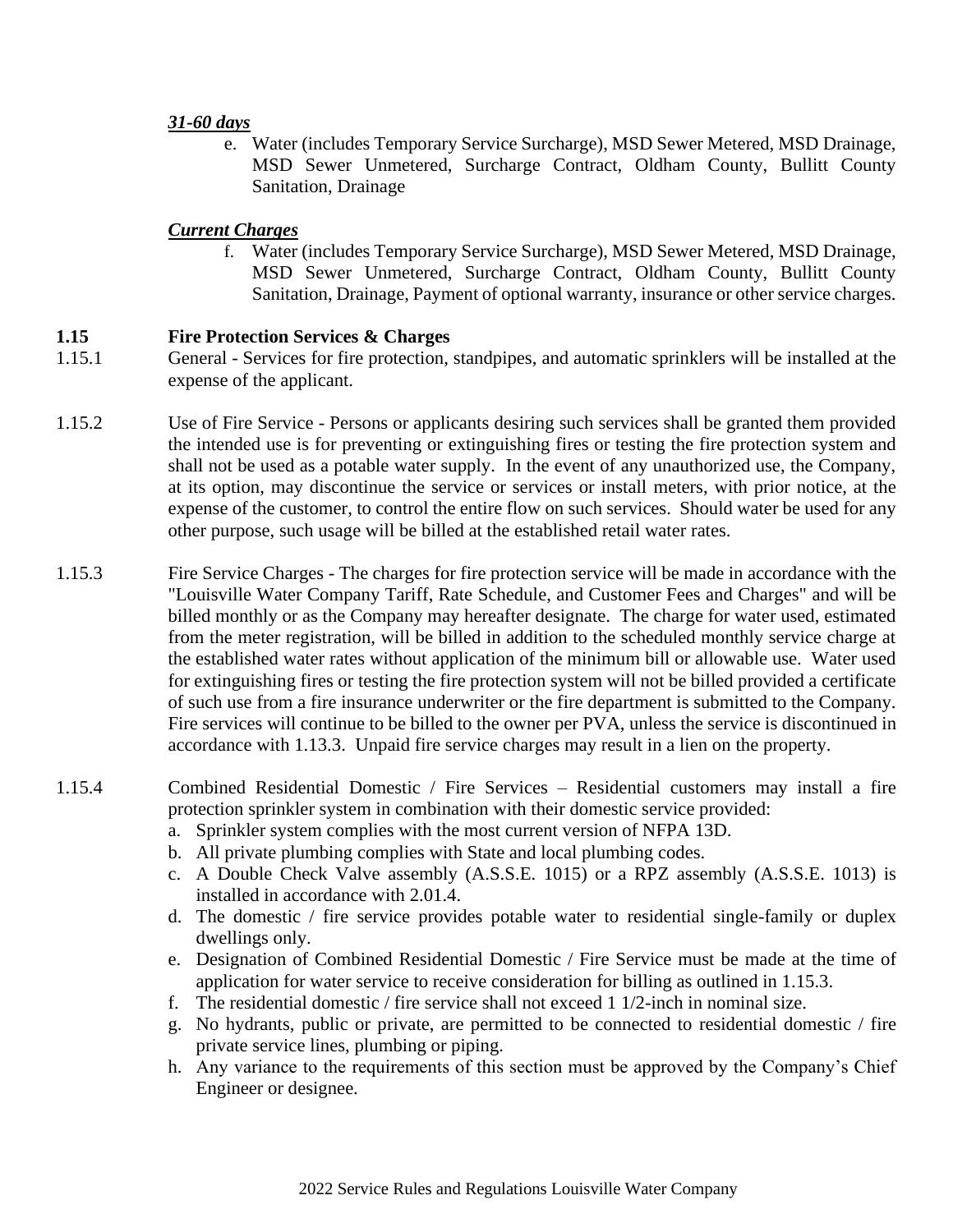***31-60 days***

e. Water (includes Temporary Service Surcharge), MSD Sewer Metered, MSD Drainage, MSD Sewer Unmetered, Surcharge Contract, Oldham County, Bullitt County Sanitation, Drainage

***Current Charges***

f. Water (includes Temporary Service Surcharge), MSD Sewer Metered, MSD Drainage, MSD Sewer Unmetered, Surcharge Contract, Oldham County, Bullitt County Sanitation, Drainage, Payment of optional warranty, insurance or other service charges.

## 1.15 Fire Protection Services & Charges

1.15.1 General - Services for fire protection, standpipes, and automatic sprinklers will be installed at the expense of the applicant.

1.15.2 Use of Fire Service - Persons or applicants desiring such services shall be granted them provided the intended use is for preventing or extinguishing fires or testing the fire protection system and shall not be used as a potable water supply. In the event of any unauthorized use, the Company, at its option, may discontinue the service or services or install meters, with prior notice, at the expense of the customer, to control the entire flow on such services. Should water be used for any other purpose, such usage will be billed at the established retail water rates.

1.15.3 Fire Service Charges - The charges for fire protection service will be made in accordance with the "Louisville Water Company Tariff, Rate Schedule, and Customer Fees and Charges" and will be billed monthly or as the Company may hereafter designate. The charge for water used, estimated from the meter registration, will be billed in addition to the scheduled monthly service charge at the established water rates without application of the minimum bill or allowable use. Water used for extinguishing fires or testing the fire protection system will not be billed provided a certificate of such use from a fire insurance underwriter or the fire department is submitted to the Company. Fire services will continue to be billed to the owner per PVA, unless the service is discontinued in accordance with 1.13.3. Unpaid fire service charges may result in a lien on the property.

1.15.4 Combined Residential Domestic / Fire Services – Residential customers may install a fire protection sprinkler system in combination with their domestic service provided:

a. Sprinkler system complies with the most current version of NFPA 13D.
b. All private plumbing complies with State and local plumbing codes.
c. A Double Check Valve assembly (A.S.S.E. 1015) or a RPZ assembly (A.S.S.E. 1013) is installed in accordance with 2.01.4.
d. The domestic / fire service provides potable water to residential single-family or duplex dwellings only.
e. Designation of Combined Residential Domestic / Fire Service must be made at the time of application for water service to receive consideration for billing as outlined in 1.15.3.
f. The residential domestic / fire service shall not exceed 1 1/2-inch in nominal size.
g. No hydrants, public or private, are permitted to be connected to residential domestic / fire private service lines, plumbing or piping.
h. Any variance to the requirements of this section must be approved by the Company's Chief Engineer or designee.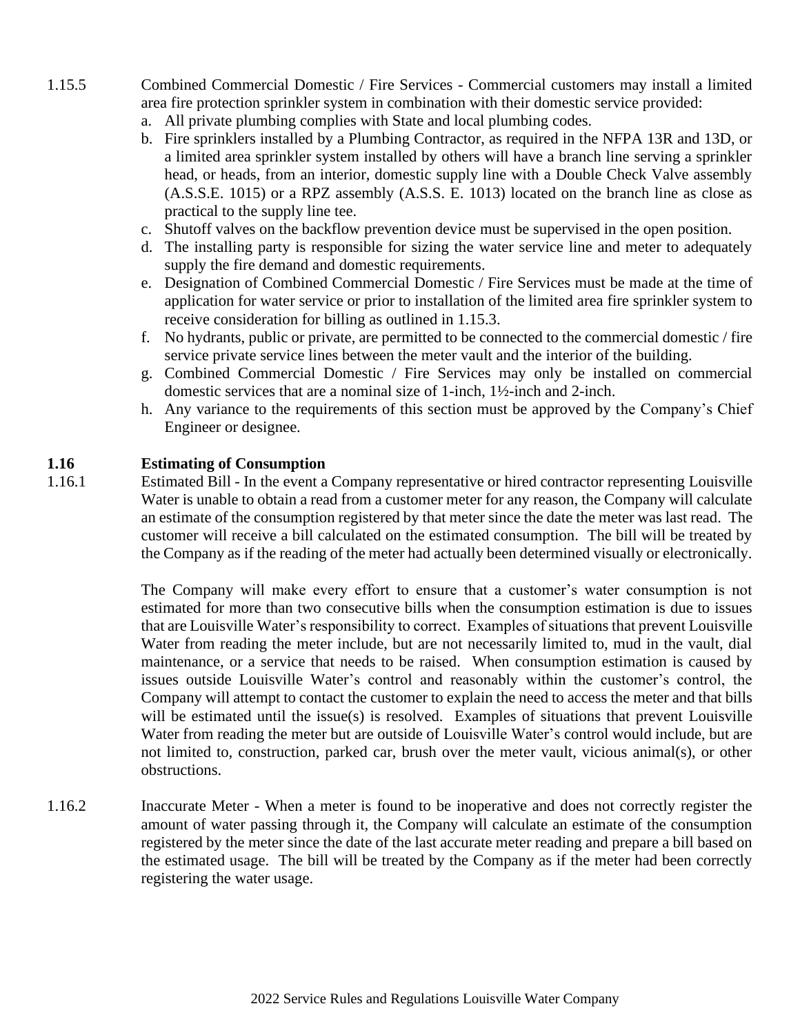1.15.5 Combined Commercial Domestic / Fire Services - Commercial customers may install a limited area fire protection sprinkler system in combination with their domestic service provided:

a. All private plumbing complies with State and local plumbing codes.
b. Fire sprinklers installed by a Plumbing Contractor, as required in the NFPA 13R and 13D, or a limited area sprinkler system installed by others will have a branch line serving a sprinkler head, or heads, from an interior, domestic supply line with a Double Check Valve assembly (A.S.S.E. 1015) or a RPZ assembly (A.S.S. E. 1013) located on the branch line as close as practical to the supply line tee.
c. Shutoff valves on the backflow prevention device must be supervised in the open position.
d. The installing party is responsible for sizing the water service line and meter to adequately supply the fire demand and domestic requirements.
e. Designation of Combined Commercial Domestic / Fire Services must be made at the time of application for water service or prior to installation of the limited area fire sprinkler system to receive consideration for billing as outlined in 1.15.3.
f. No hydrants, public or private, are permitted to be connected to the commercial domestic / fire service private service lines between the meter vault and the interior of the building.
g. Combined Commercial Domestic / Fire Services may only be installed on commercial domestic services that are a nominal size of 1-inch, 1½-inch and 2-inch.
h. Any variance to the requirements of this section must be approved by the Company's Chief Engineer or designee.

## 1.16 Estimating of Consumption

1.16.1 Estimated Bill - In the event a Company representative or hired contractor representing Louisville Water is unable to obtain a read from a customer meter for any reason, the Company will calculate an estimate of the consumption registered by that meter since the date the meter was last read. The customer will receive a bill calculated on the estimated consumption. The bill will be treated by the Company as if the reading of the meter had actually been determined visually or electronically.

The Company will make every effort to ensure that a customer's water consumption is not estimated for more than two consecutive bills when the consumption estimation is due to issues that are Louisville Water's responsibility to correct. Examples of situations that prevent Louisville Water from reading the meter include, but are not necessarily limited to, mud in the vault, dial maintenance, or a service that needs to be raised. When consumption estimation is caused by issues outside Louisville Water's control and reasonably within the customer's control, the Company will attempt to contact the customer to explain the need to access the meter and that bills will be estimated until the issue(s) is resolved. Examples of situations that prevent Louisville Water from reading the meter but are outside of Louisville Water's control would include, but are not limited to, construction, parked car, brush over the meter vault, vicious animal(s), or other obstructions.

1.16.2 Inaccurate Meter - When a meter is found to be inoperative and does not correctly register the amount of water passing through it, the Company will calculate an estimate of the consumption registered by the meter since the date of the last accurate meter reading and prepare a bill based on the estimated usage. The bill will be treated by the Company as if the meter had been correctly registering the water usage.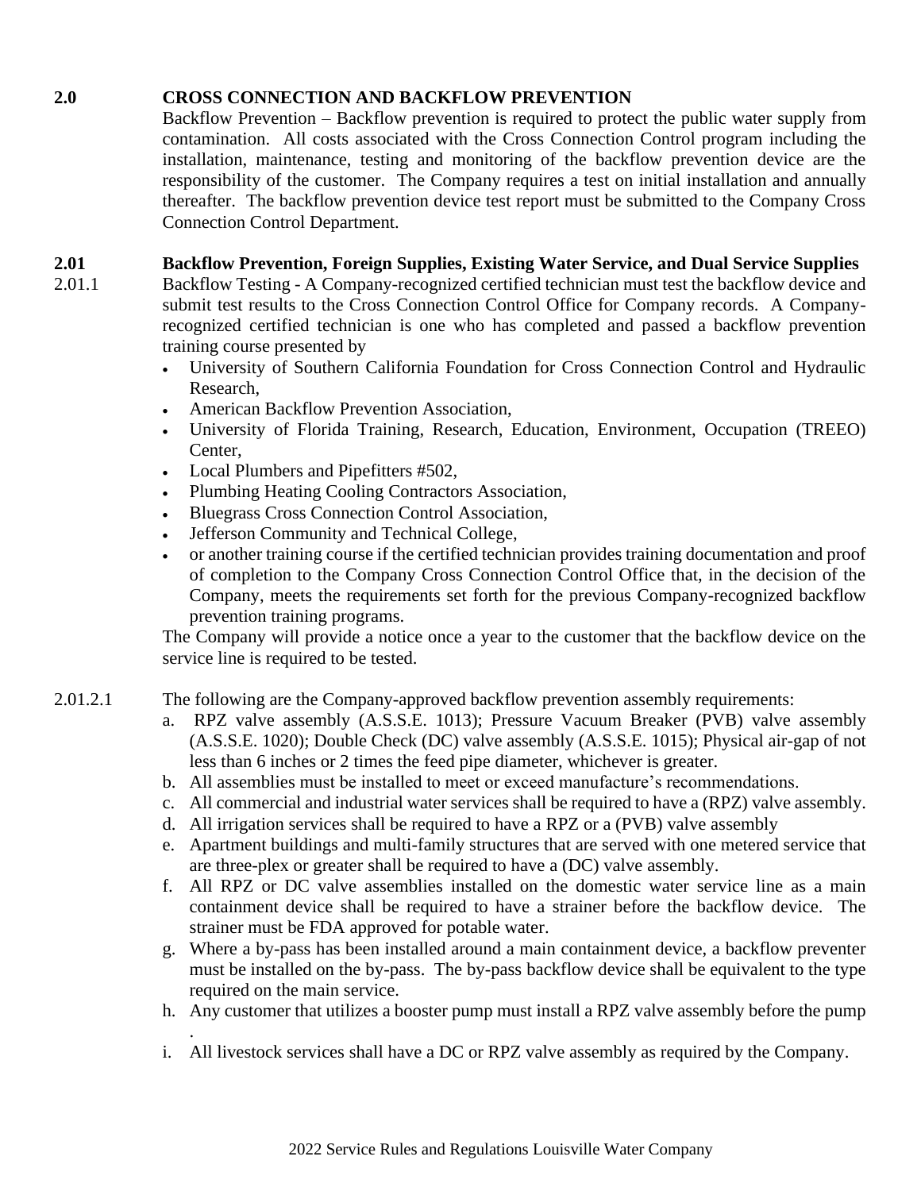## 2.0 CROSS CONNECTION AND BACKFLOW PREVENTION

Backflow Prevention – Backflow prevention is required to protect the public water supply from contamination. All costs associated with the Cross Connection Control program including the installation, maintenance, testing and monitoring of the backflow prevention device are the responsibility of the customer. The Company requires a test on initial installation and annually thereafter. The backflow prevention device test report must be submitted to the Company Cross Connection Control Department.

### 2.01 Backflow Prevention, Foreign Supplies, Existing Water Service, and Dual Service Supplies

2.01.1 Backflow Testing - A Company-recognized certified technician must test the backflow device and submit test results to the Cross Connection Control Office for Company records. A Company-recognized certified technician is one who has completed and passed a backflow prevention training course presented by

- University of Southern California Foundation for Cross Connection Control and Hydraulic Research,
- American Backflow Prevention Association,
- University of Florida Training, Research, Education, Environment, Occupation (TREEO) Center,
- Local Plumbers and Pipefitters #502,
- Plumbing Heating Cooling Contractors Association,
- Bluegrass Cross Connection Control Association,
- Jefferson Community and Technical College,
- or another training course if the certified technician provides training documentation and proof of completion to the Company Cross Connection Control Office that, in the decision of the Company, meets the requirements set forth for the previous Company-recognized backflow prevention training programs.

The Company will provide a notice once a year to the customer that the backflow device on the service line is required to be tested.

2.01.2.1 The following are the Company-approved backflow prevention assembly requirements:

a. RPZ valve assembly (A.S.S.E. 1013); Pressure Vacuum Breaker (PVB) valve assembly (A.S.S.E. 1020); Double Check (DC) valve assembly (A.S.S.E. 1015); Physical air-gap of not less than 6 inches or 2 times the feed pipe diameter, whichever is greater.
b. All assemblies must be installed to meet or exceed manufacture's recommendations.
c. All commercial and industrial water services shall be required to have a (RPZ) valve assembly.
d. All irrigation services shall be required to have a RPZ or a (PVB) valve assembly
e. Apartment buildings and multi-family structures that are served with one metered service that are three-plex or greater shall be required to have a (DC) valve assembly.
f. All RPZ or DC valve assemblies installed on the domestic water service line as a main containment device shall be required to have a strainer before the backflow device. The strainer must be FDA approved for potable water.
g. Where a by-pass has been installed around a main containment device, a backflow preventer must be installed on the by-pass. The by-pass backflow device shall be equivalent to the type required on the main service.
h. Any customer that utilizes a booster pump must install a RPZ valve assembly before the pump .
i. All livestock services shall have a DC or RPZ valve assembly as required by the Company.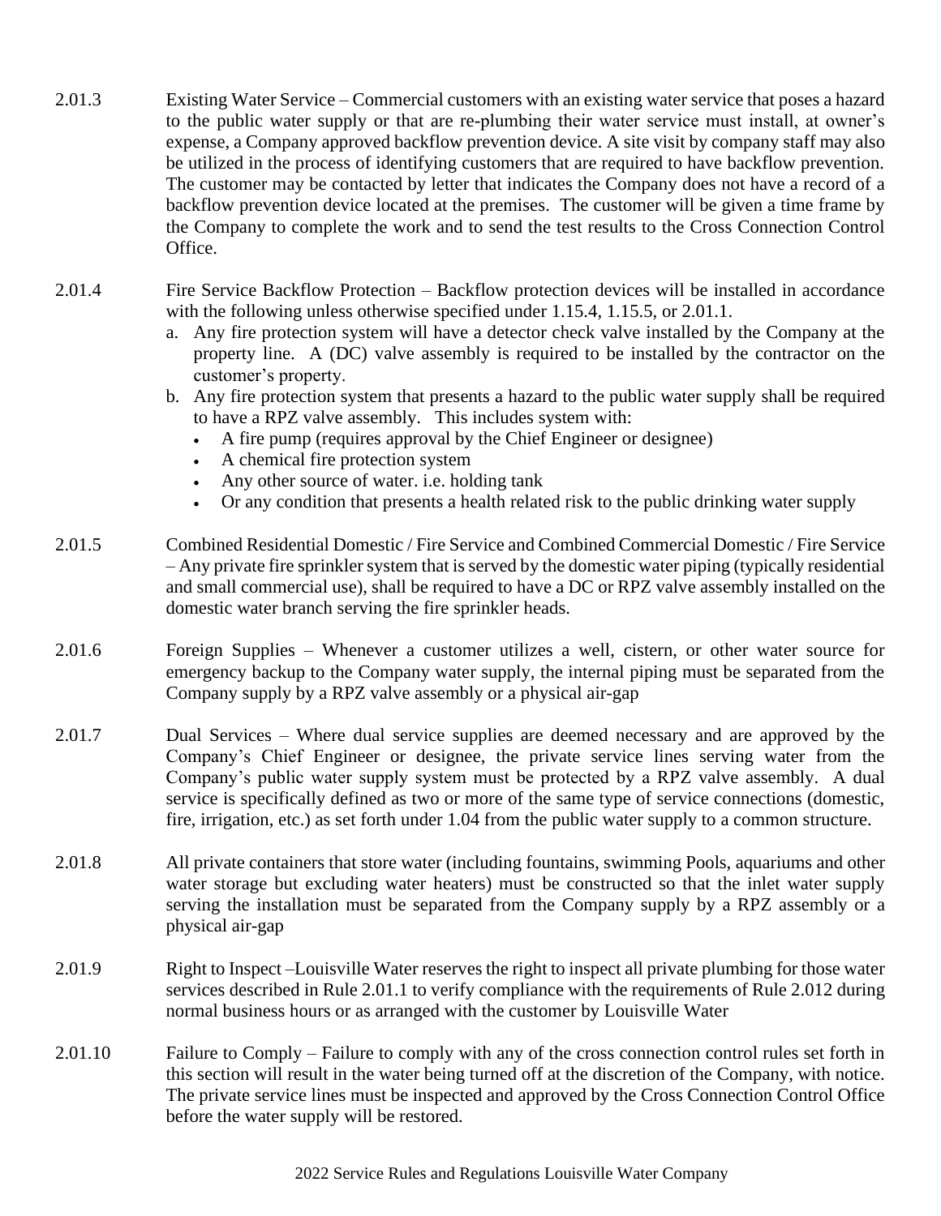2.01.3 Existing Water Service – Commercial customers with an existing water service that poses a hazard to the public water supply or that are re-plumbing their water service must install, at owner's expense, a Company approved backflow prevention device. A site visit by company staff may also be utilized in the process of identifying customers that are required to have backflow prevention. The customer may be contacted by letter that indicates the Company does not have a record of a backflow prevention device located at the premises. The customer will be given a time frame by the Company to complete the work and to send the test results to the Cross Connection Control Office.

2.01.4 Fire Service Backflow Protection – Backflow protection devices will be installed in accordance with the following unless otherwise specified under 1.15.4, 1.15.5, or 2.01.1.

a. Any fire protection system will have a detector check valve installed by the Company at the property line. A (DC) valve assembly is required to be installed by the contractor on the customer's property.
b. Any fire protection system that presents a hazard to the public water supply shall be required to have a RPZ valve assembly. This includes system with:
   - A fire pump (requires approval by the Chief Engineer or designee)
   - A chemical fire protection system
   - Any other source of water. i.e. holding tank
   - Or any condition that presents a health related risk to the public drinking water supply

2.01.5 Combined Residential Domestic / Fire Service and Combined Commercial Domestic / Fire Service – Any private fire sprinkler system that is served by the domestic water piping (typically residential and small commercial use), shall be required to have a DC or RPZ valve assembly installed on the domestic water branch serving the fire sprinkler heads.

2.01.6 Foreign Supplies – Whenever a customer utilizes a well, cistern, or other water source for emergency backup to the Company water supply, the internal piping must be separated from the Company supply by a RPZ valve assembly or a physical air-gap

2.01.7 Dual Services – Where dual service supplies are deemed necessary and are approved by the Company's Chief Engineer or designee, the private service lines serving water from the Company's public water supply system must be protected by a RPZ valve assembly. A dual service is specifically defined as two or more of the same type of service connections (domestic, fire, irrigation, etc.) as set forth under 1.04 from the public water supply to a common structure.

2.01.8 All private containers that store water (including fountains, swimming Pools, aquariums and other water storage but excluding water heaters) must be constructed so that the inlet water supply serving the installation must be separated from the Company supply by a RPZ assembly or a physical air-gap

2.01.9 Right to Inspect –Louisville Water reserves the right to inspect all private plumbing for those water services described in Rule 2.01.1 to verify compliance with the requirements of Rule 2.012 during normal business hours or as arranged with the customer by Louisville Water

2.01.10 Failure to Comply – Failure to comply with any of the cross connection control rules set forth in this section will result in the water being turned off at the discretion of the Company, with notice. The private service lines must be inspected and approved by the Cross Connection Control Office before the water supply will be restored.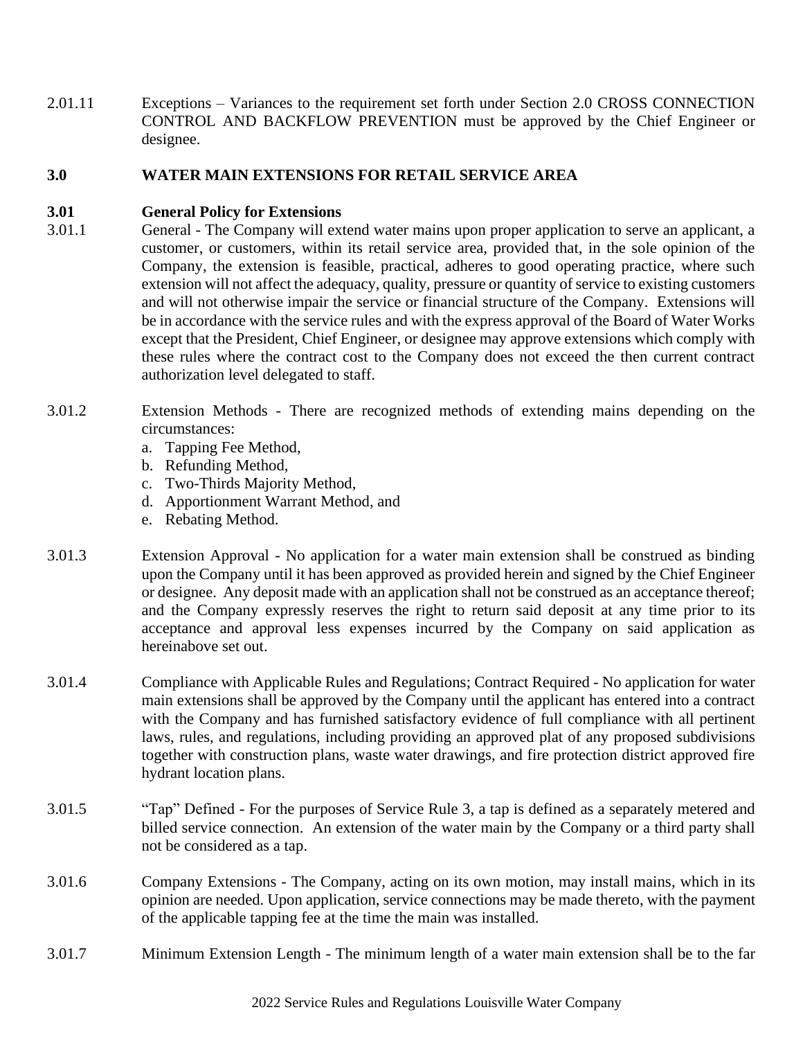2.01.11 Exceptions – Variances to the requirement set forth under Section 2.0 CROSS CONNECTION CONTROL AND BACKFLOW PREVENTION must be approved by the Chief Engineer or designee.

## 3.0 WATER MAIN EXTENSIONS FOR RETAIL SERVICE AREA

### 3.01 General Policy for Extensions

3.01.1 General - The Company will extend water mains upon proper application to serve an applicant, a customer, or customers, within its retail service area, provided that, in the sole opinion of the Company, the extension is feasible, practical, adheres to good operating practice, where such extension will not affect the adequacy, quality, pressure or quantity of service to existing customers and will not otherwise impair the service or financial structure of the Company. Extensions will be in accordance with the service rules and with the express approval of the Board of Water Works except that the President, Chief Engineer, or designee may approve extensions which comply with these rules where the contract cost to the Company does not exceed the then current contract authorization level delegated to staff.

3.01.2 Extension Methods - There are recognized methods of extending mains depending on the circumstances:

a. Tapping Fee Method,
b. Refunding Method,
c. Two-Thirds Majority Method,
d. Apportionment Warrant Method, and
e. Rebating Method.

3.01.3 Extension Approval - No application for a water main extension shall be construed as binding upon the Company until it has been approved as provided herein and signed by the Chief Engineer or designee. Any deposit made with an application shall not be construed as an acceptance thereof; and the Company expressly reserves the right to return said deposit at any time prior to its acceptance and approval less expenses incurred by the Company on said application as hereinabove set out.

3.01.4 Compliance with Applicable Rules and Regulations; Contract Required - No application for water main extensions shall be approved by the Company until the applicant has entered into a contract with the Company and has furnished satisfactory evidence of full compliance with all pertinent laws, rules, and regulations, including providing an approved plat of any proposed subdivisions together with construction plans, waste water drawings, and fire protection district approved fire hydrant location plans.

3.01.5 "Tap" Defined - For the purposes of Service Rule 3, a tap is defined as a separately metered and billed service connection. An extension of the water main by the Company or a third party shall not be considered as a tap.

3.01.6 Company Extensions - The Company, acting on its own motion, may install mains, which in its opinion are needed. Upon application, service connections may be made thereto, with the payment of the applicable tapping fee at the time the main was installed.

3.01.7 Minimum Extension Length - The minimum length of a water main extension shall be to the far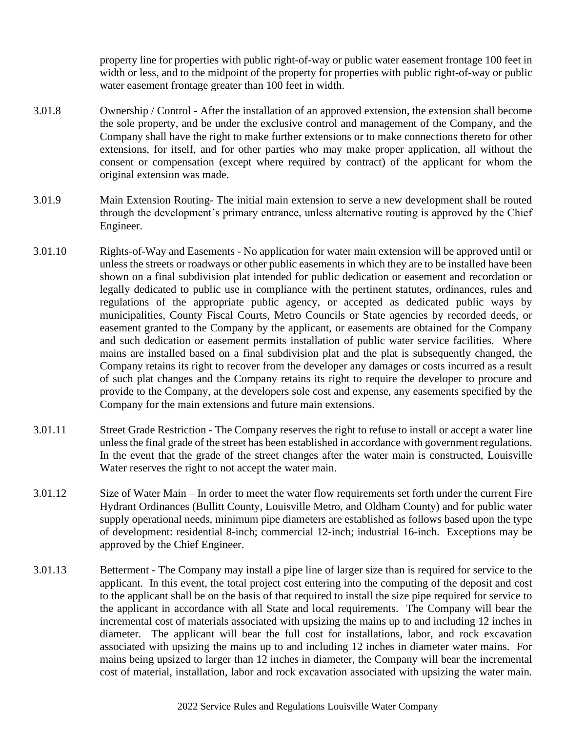property line for properties with public right-of-way or public water easement frontage 100 feet in width or less, and to the midpoint of the property for properties with public right-of-way or public water easement frontage greater than 100 feet in width.

3.01.8 Ownership / Control - After the installation of an approved extension, the extension shall become the sole property, and be under the exclusive control and management of the Company, and the Company shall have the right to make further extensions or to make connections thereto for other extensions, for itself, and for other parties who may make proper application, all without the consent or compensation (except where required by contract) of the applicant for whom the original extension was made.

3.01.9 Main Extension Routing- The initial main extension to serve a new development shall be routed through the development's primary entrance, unless alternative routing is approved by the Chief Engineer.

3.01.10 Rights-of-Way and Easements - No application for water main extension will be approved until or unless the streets or roadways or other public easements in which they are to be installed have been shown on a final subdivision plat intended for public dedication or easement and recordation or legally dedicated to public use in compliance with the pertinent statutes, ordinances, rules and regulations of the appropriate public agency, or accepted as dedicated public ways by municipalities, County Fiscal Courts, Metro Councils or State agencies by recorded deeds, or easement granted to the Company by the applicant, or easements are obtained for the Company and such dedication or easement permits installation of public water service facilities. Where mains are installed based on a final subdivision plat and the plat is subsequently changed, the Company retains its right to recover from the developer any damages or costs incurred as a result of such plat changes and the Company retains its right to require the developer to procure and provide to the Company, at the developers sole cost and expense, any easements specified by the Company for the main extensions and future main extensions.

3.01.11 Street Grade Restriction - The Company reserves the right to refuse to install or accept a water line unless the final grade of the street has been established in accordance with government regulations. In the event that the grade of the street changes after the water main is constructed, Louisville Water reserves the right to not accept the water main.

3.01.12 Size of Water Main – In order to meet the water flow requirements set forth under the current Fire Hydrant Ordinances (Bullitt County, Louisville Metro, and Oldham County) and for public water supply operational needs, minimum pipe diameters are established as follows based upon the type of development: residential 8-inch; commercial 12-inch; industrial 16-inch. Exceptions may be approved by the Chief Engineer.

3.01.13 Betterment - The Company may install a pipe line of larger size than is required for service to the applicant. In this event, the total project cost entering into the computing of the deposit and cost to the applicant shall be on the basis of that required to install the size pipe required for service to the applicant in accordance with all State and local requirements. The Company will bear the incremental cost of materials associated with upsizing the mains up to and including 12 inches in diameter. The applicant will bear the full cost for installations, labor, and rock excavation associated with upsizing the mains up to and including 12 inches in diameter water mains. For mains being upsized to larger than 12 inches in diameter, the Company will bear the incremental cost of material, installation, labor and rock excavation associated with upsizing the water main.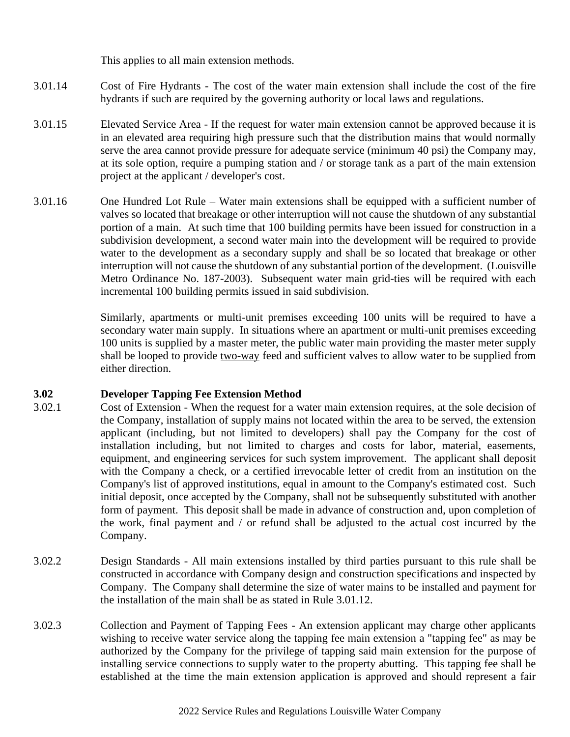This applies to all main extension methods.

3.01.14 Cost of Fire Hydrants - The cost of the water main extension shall include the cost of the fire hydrants if such are required by the governing authority or local laws and regulations.

3.01.15 Elevated Service Area - If the request for water main extension cannot be approved because it is in an elevated area requiring high pressure such that the distribution mains that would normally serve the area cannot provide pressure for adequate service (minimum 40 psi) the Company may, at its sole option, require a pumping station and / or storage tank as a part of the main extension project at the applicant / developer's cost.

3.01.16 One Hundred Lot Rule – Water main extensions shall be equipped with a sufficient number of valves so located that breakage or other interruption will not cause the shutdown of any substantial portion of a main. At such time that 100 building permits have been issued for construction in a subdivision development, a second water main into the development will be required to provide water to the development as a secondary supply and shall be so located that breakage or other interruption will not cause the shutdown of any substantial portion of the development. (Louisville Metro Ordinance No. 187-2003). Subsequent water main grid-ties will be required with each incremental 100 building permits issued in said subdivision.

Similarly, apartments or multi-unit premises exceeding 100 units will be required to have a secondary water main supply. In situations where an apartment or multi-unit premises exceeding 100 units is supplied by a master meter, the public water main providing the master meter supply shall be looped to provide <u>two-way</u> feed and sufficient valves to allow water to be supplied from either direction.

### 3.02 Developer Tapping Fee Extension Method

3.02.1 Cost of Extension - When the request for a water main extension requires, at the sole decision of the Company, installation of supply mains not located within the area to be served, the extension applicant (including, but not limited to developers) shall pay the Company for the cost of installation including, but not limited to charges and costs for labor, material, easements, equipment, and engineering services for such system improvement. The applicant shall deposit with the Company a check, or a certified irrevocable letter of credit from an institution on the Company's list of approved institutions, equal in amount to the Company's estimated cost. Such initial deposit, once accepted by the Company, shall not be subsequently substituted with another form of payment. This deposit shall be made in advance of construction and, upon completion of the work, final payment and / or refund shall be adjusted to the actual cost incurred by the Company.

3.02.2 Design Standards - All main extensions installed by third parties pursuant to this rule shall be constructed in accordance with Company design and construction specifications and inspected by Company. The Company shall determine the size of water mains to be installed and payment for the installation of the main shall be as stated in Rule 3.01.12.

3.02.3 Collection and Payment of Tapping Fees - An extension applicant may charge other applicants wishing to receive water service along the tapping fee main extension a "tapping fee" as may be authorized by the Company for the privilege of tapping said main extension for the purpose of installing service connections to supply water to the property abutting. This tapping fee shall be established at the time the main extension application is approved and should represent a fair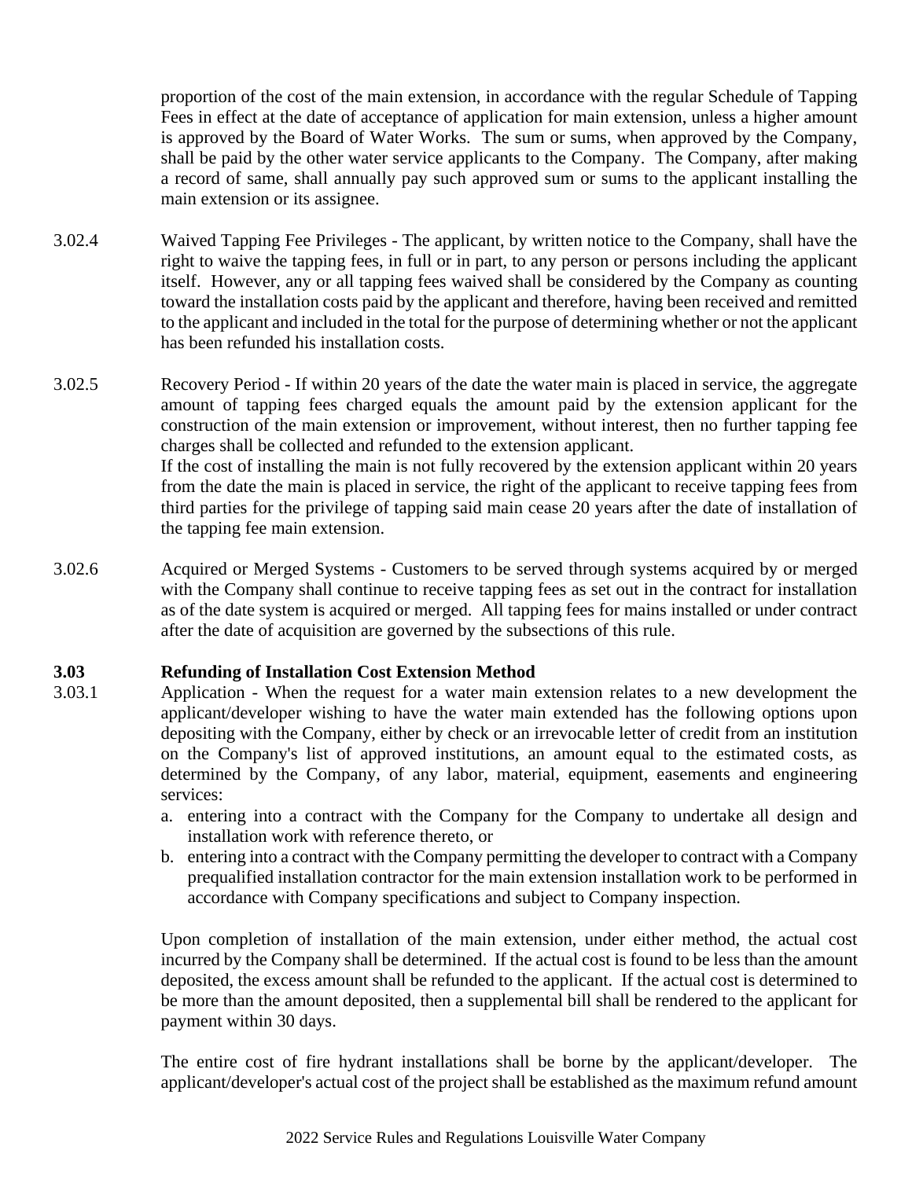proportion of the cost of the main extension, in accordance with the regular Schedule of Tapping Fees in effect at the date of acceptance of application for main extension, unless a higher amount is approved by the Board of Water Works. The sum or sums, when approved by the Company, shall be paid by the other water service applicants to the Company. The Company, after making a record of same, shall annually pay such approved sum or sums to the applicant installing the main extension or its assignee.

3.02.4 Waived Tapping Fee Privileges - The applicant, by written notice to the Company, shall have the right to waive the tapping fees, in full or in part, to any person or persons including the applicant itself. However, any or all tapping fees waived shall be considered by the Company as counting toward the installation costs paid by the applicant and therefore, having been received and remitted to the applicant and included in the total for the purpose of determining whether or not the applicant has been refunded his installation costs.

3.02.5 Recovery Period - If within 20 years of the date the water main is placed in service, the aggregate amount of tapping fees charged equals the amount paid by the extension applicant for the construction of the main extension or improvement, without interest, then no further tapping fee charges shall be collected and refunded to the extension applicant.
If the cost of installing the main is not fully recovered by the extension applicant within 20 years from the date the main is placed in service, the right of the applicant to receive tapping fees from third parties for the privilege of tapping said main cease 20 years after the date of installation of the tapping fee main extension.

3.02.6 Acquired or Merged Systems - Customers to be served through systems acquired by or merged with the Company shall continue to receive tapping fees as set out in the contract for installation as of the date system is acquired or merged. All tapping fees for mains installed or under contract after the date of acquisition are governed by the subsections of this rule.

### 3.03 Refunding of Installation Cost Extension Method

3.03.1 Application - When the request for a water main extension relates to a new development the applicant/developer wishing to have the water main extended has the following options upon depositing with the Company, either by check or an irrevocable letter of credit from an institution on the Company's list of approved institutions, an amount equal to the estimated costs, as determined by the Company, of any labor, material, equipment, easements and engineering services:

a. entering into a contract with the Company for the Company to undertake all design and installation work with reference thereto, or
b. entering into a contract with the Company permitting the developer to contract with a Company prequalified installation contractor for the main extension installation work to be performed in accordance with Company specifications and subject to Company inspection.

Upon completion of installation of the main extension, under either method, the actual cost incurred by the Company shall be determined. If the actual cost is found to be less than the amount deposited, the excess amount shall be refunded to the applicant. If the actual cost is determined to be more than the amount deposited, then a supplemental bill shall be rendered to the applicant for payment within 30 days.

The entire cost of fire hydrant installations shall be borne by the applicant/developer. The applicant/developer's actual cost of the project shall be established as the maximum refund amount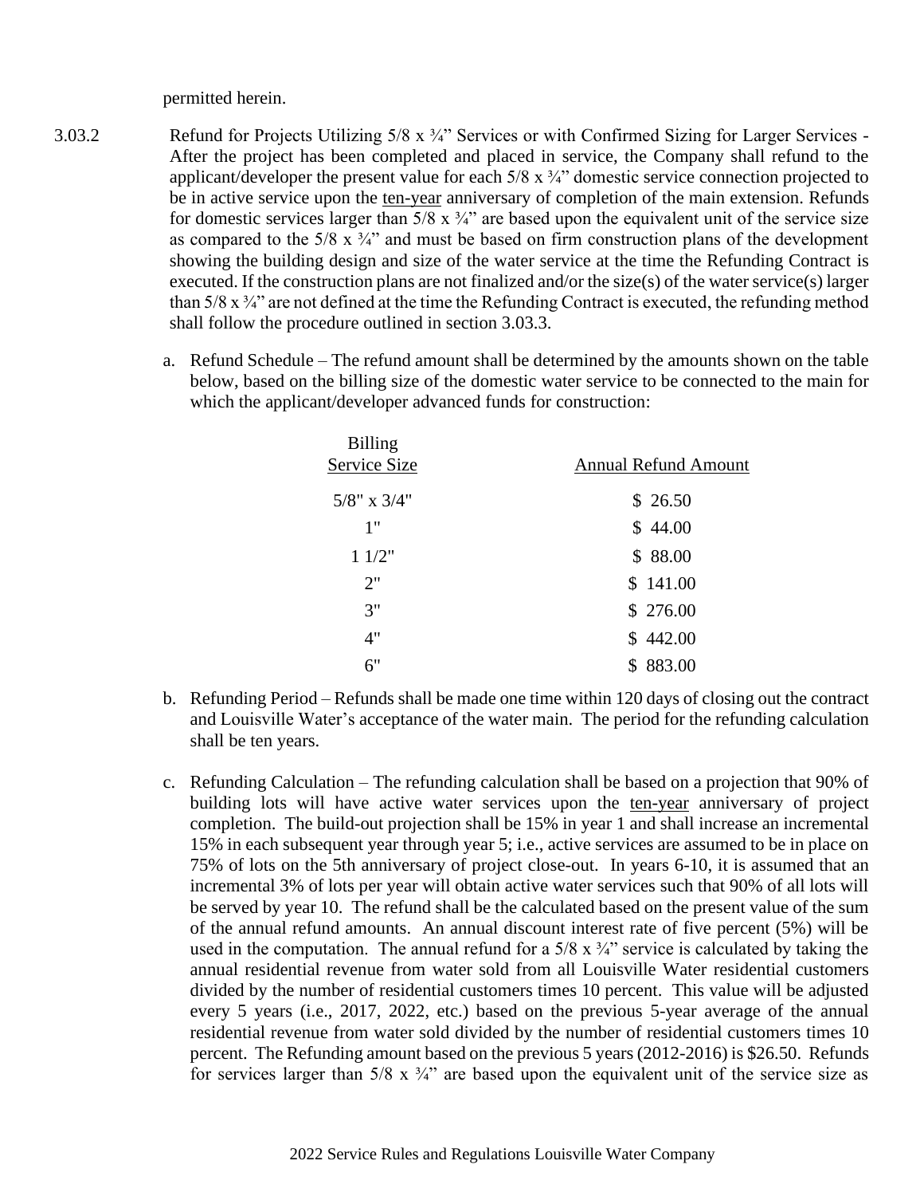permitted herein.

3.03.2 Refund for Projects Utilizing 5/8 x ¾" Services or with Confirmed Sizing for Larger Services - After the project has been completed and placed in service, the Company shall refund to the applicant/developer the present value for each 5/8 x ¾" domestic service connection projected to be in active service upon the ten-year anniversary of completion of the main extension. Refunds for domestic services larger than 5/8 x ¾" are based upon the equivalent unit of the service size as compared to the 5/8 x ¾" and must be based on firm construction plans of the development showing the building design and size of the water service at the time the Refunding Contract is executed. If the construction plans are not finalized and/or the size(s) of the water service(s) larger than 5/8 x ¾" are not defined at the time the Refunding Contract is executed, the refunding method shall follow the procedure outlined in section 3.03.3.

a. Refund Schedule – The refund amount shall be determined by the amounts shown on the table below, based on the billing size of the domestic water service to be connected to the main for which the applicant/developer advanced funds for construction:

| Billing Service Size | Annual Refund Amount |
|---|---|
| 5/8" x 3/4" | $ 26.50 |
| 1" | $ 44.00 |
| 1 1/2" | $ 88.00 |
| 2" | $ 141.00 |
| 3" | $ 276.00 |
| 4" | $ 442.00 |
| 6" | $ 883.00 |

b. Refunding Period – Refunds shall be made one time within 120 days of closing out the contract and Louisville Water's acceptance of the water main. The period for the refunding calculation shall be ten years.

c. Refunding Calculation – The refunding calculation shall be based on a projection that 90% of building lots will have active water services upon the ten-year anniversary of project completion. The build-out projection shall be 15% in year 1 and shall increase an incremental 15% in each subsequent year through year 5; i.e., active services are assumed to be in place on 75% of lots on the 5th anniversary of project close-out. In years 6-10, it is assumed that an incremental 3% of lots per year will obtain active water services such that 90% of all lots will be served by year 10. The refund shall be the calculated based on the present value of the sum of the annual refund amounts. An annual discount interest rate of five percent (5%) will be used in the computation. The annual refund for a 5/8 x ¾" service is calculated by taking the annual residential revenue from water sold from all Louisville Water residential customers divided by the number of residential customers times 10 percent. This value will be adjusted every 5 years (i.e., 2017, 2022, etc.) based on the previous 5-year average of the annual residential revenue from water sold divided by the number of residential customers times 10 percent. The Refunding amount based on the previous 5 years (2012-2016) is $26.50. Refunds for services larger than 5/8 x ¾" are based upon the equivalent unit of the service size as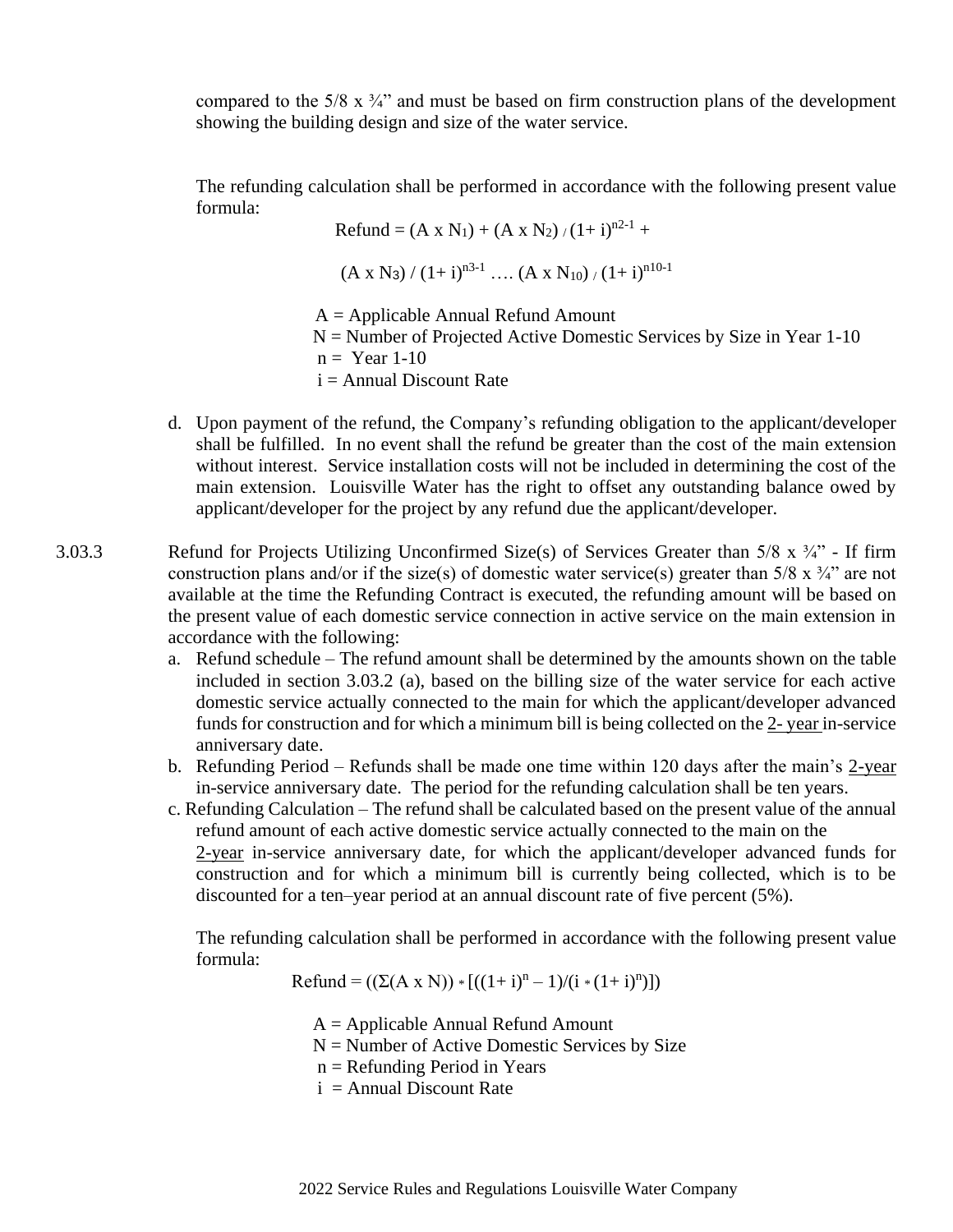compared to the 5/8 x ¾" and must be based on firm construction plans of the development showing the building design and size of the water service.

The refunding calculation shall be performed in accordance with the following present value formula:

$$\text{Refund} = (A \times N_1) + (A \times N_2) / (1+i)^{n2-1} +$$

$$(A \times N_3) / (1+i)^{n3-1} \ldots. (A \times N_{10}) / (1+i)^{n10-1}$$

A = Applicable Annual Refund Amount
N = Number of Projected Active Domestic Services by Size in Year 1-10
n = Year 1-10
i = Annual Discount Rate

d. Upon payment of the refund, the Company's refunding obligation to the applicant/developer shall be fulfilled. In no event shall the refund be greater than the cost of the main extension without interest. Service installation costs will not be included in determining the cost of the main extension. Louisville Water has the right to offset any outstanding balance owed by applicant/developer for the project by any refund due the applicant/developer.

3.03.3 Refund for Projects Utilizing Unconfirmed Size(s) of Services Greater than 5/8 x ¾" - If firm construction plans and/or if the size(s) of domestic water service(s) greater than 5/8 x ¾" are not available at the time the Refunding Contract is executed, the refunding amount will be based on the present value of each domestic service connection in active service on the main extension in accordance with the following:

a. Refund schedule – The refund amount shall be determined by the amounts shown on the table included in section 3.03.2 (a), based on the billing size of the water service for each active domestic service actually connected to the main for which the applicant/developer advanced funds for construction and for which a minimum bill is being collected on the <u>2- year</u> in-service anniversary date.
b. Refunding Period – Refunds shall be made one time within 120 days after the main's <u>2-year</u> in-service anniversary date. The period for the refunding calculation shall be ten years.
c. Refunding Calculation – The refund shall be calculated based on the present value of the annual refund amount of each active domestic service actually connected to the main on the <u>2-year</u> in-service anniversary date, for which the applicant/developer advanced funds for construction and for which a minimum bill is currently being collected, which is to be discounted for a ten–year period at an annual discount rate of five percent (5%).

The refunding calculation shall be performed in accordance with the following present value formula:

$$\text{Refund} = ((\Sigma(A \times N)) * [((1+i)^n - 1)/(i * (1+i)^n)])$$

A = Applicable Annual Refund Amount
N = Number of Active Domestic Services by Size
n = Refunding Period in Years
i = Annual Discount Rate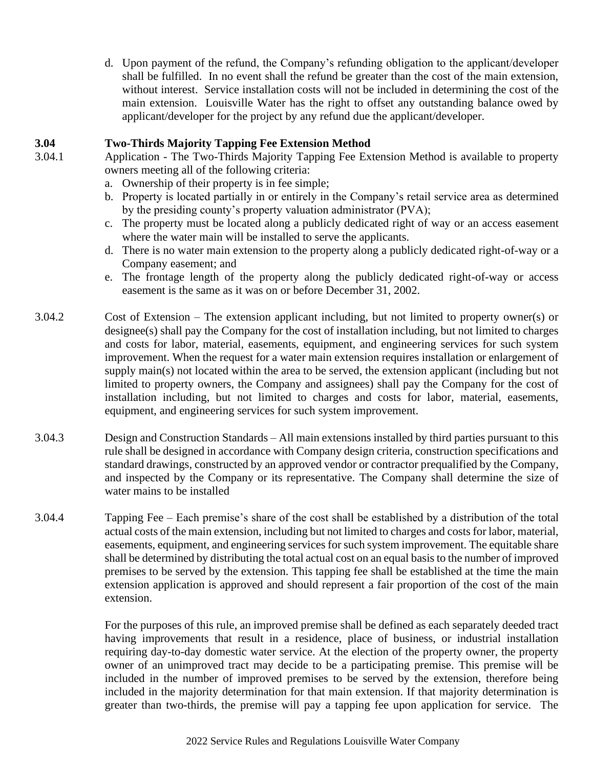d. Upon payment of the refund, the Company's refunding obligation to the applicant/developer shall be fulfilled. In no event shall the refund be greater than the cost of the main extension, without interest. Service installation costs will not be included in determining the cost of the main extension. Louisville Water has the right to offset any outstanding balance owed by applicant/developer for the project by any refund due the applicant/developer.

**3.04 Two-Thirds Majority Tapping Fee Extension Method**

3.04.1 Application - The Two-Thirds Majority Tapping Fee Extension Method is available to property owners meeting all of the following criteria:

a. Ownership of their property is in fee simple;
b. Property is located partially in or entirely in the Company's retail service area as determined by the presiding county's property valuation administrator (PVA);
c. The property must be located along a publicly dedicated right of way or an access easement where the water main will be installed to serve the applicants.
d. There is no water main extension to the property along a publicly dedicated right-of-way or a Company easement; and
e. The frontage length of the property along the publicly dedicated right-of-way or access easement is the same as it was on or before December 31, 2002.

3.04.2 Cost of Extension – The extension applicant including, but not limited to property owner(s) or designee(s) shall pay the Company for the cost of installation including, but not limited to charges and costs for labor, material, easements, equipment, and engineering services for such system improvement. When the request for a water main extension requires installation or enlargement of supply main(s) not located within the area to be served, the extension applicant (including but not limited to property owners, the Company and assignees) shall pay the Company for the cost of installation including, but not limited to charges and costs for labor, material, easements, equipment, and engineering services for such system improvement.

3.04.3 Design and Construction Standards – All main extensions installed by third parties pursuant to this rule shall be designed in accordance with Company design criteria, construction specifications and standard drawings, constructed by an approved vendor or contractor prequalified by the Company, and inspected by the Company or its representative. The Company shall determine the size of water mains to be installed

3.04.4 Tapping Fee – Each premise's share of the cost shall be established by a distribution of the total actual costs of the main extension, including but not limited to charges and costs for labor, material, easements, equipment, and engineering services for such system improvement. The equitable share shall be determined by distributing the total actual cost on an equal basis to the number of improved premises to be served by the extension. This tapping fee shall be established at the time the main extension application is approved and should represent a fair proportion of the cost of the main extension.

For the purposes of this rule, an improved premise shall be defined as each separately deeded tract having improvements that result in a residence, place of business, or industrial installation requiring day-to-day domestic water service. At the election of the property owner, the property owner of an unimproved tract may decide to be a participating premise. This premise will be included in the number of improved premises to be served by the extension, therefore being included in the majority determination for that main extension. If that majority determination is greater than two-thirds, the premise will pay a tapping fee upon application for service. The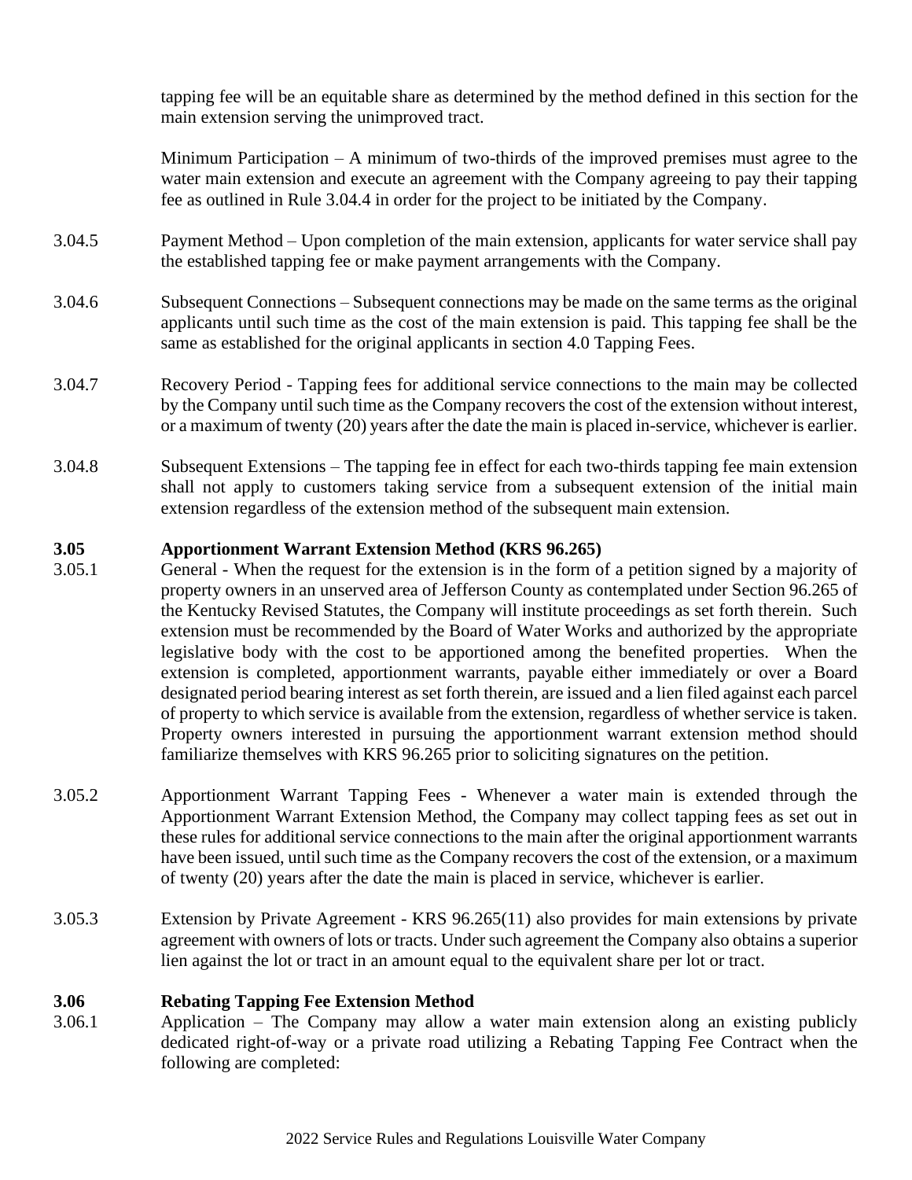tapping fee will be an equitable share as determined by the method defined in this section for the main extension serving the unimproved tract.

Minimum Participation – A minimum of two-thirds of the improved premises must agree to the water main extension and execute an agreement with the Company agreeing to pay their tapping fee as outlined in Rule 3.04.4 in order for the project to be initiated by the Company.

3.04.5 Payment Method – Upon completion of the main extension, applicants for water service shall pay the established tapping fee or make payment arrangements with the Company.

3.04.6 Subsequent Connections – Subsequent connections may be made on the same terms as the original applicants until such time as the cost of the main extension is paid. This tapping fee shall be the same as established for the original applicants in section 4.0 Tapping Fees.

3.04.7 Recovery Period - Tapping fees for additional service connections to the main may be collected by the Company until such time as the Company recovers the cost of the extension without interest, or a maximum of twenty (20) years after the date the main is placed in-service, whichever is earlier.

3.04.8 Subsequent Extensions – The tapping fee in effect for each two-thirds tapping fee main extension shall not apply to customers taking service from a subsequent extension of the initial main extension regardless of the extension method of the subsequent main extension.

## 3.05 Apportionment Warrant Extension Method (KRS 96.265)

3.05.1 General - When the request for the extension is in the form of a petition signed by a majority of property owners in an unserved area of Jefferson County as contemplated under Section 96.265 of the Kentucky Revised Statutes, the Company will institute proceedings as set forth therein. Such extension must be recommended by the Board of Water Works and authorized by the appropriate legislative body with the cost to be apportioned among the benefited properties. When the extension is completed, apportionment warrants, payable either immediately or over a Board designated period bearing interest as set forth therein, are issued and a lien filed against each parcel of property to which service is available from the extension, regardless of whether service is taken. Property owners interested in pursuing the apportionment warrant extension method should familiarize themselves with KRS 96.265 prior to soliciting signatures on the petition.

3.05.2 Apportionment Warrant Tapping Fees - Whenever a water main is extended through the Apportionment Warrant Extension Method, the Company may collect tapping fees as set out in these rules for additional service connections to the main after the original apportionment warrants have been issued, until such time as the Company recovers the cost of the extension, or a maximum of twenty (20) years after the date the main is placed in service, whichever is earlier.

3.05.3 Extension by Private Agreement - KRS 96.265(11) also provides for main extensions by private agreement with owners of lots or tracts. Under such agreement the Company also obtains a superior lien against the lot or tract in an amount equal to the equivalent share per lot or tract.

## 3.06 Rebating Tapping Fee Extension Method

3.06.1 Application – The Company may allow a water main extension along an existing publicly dedicated right-of-way or a private road utilizing a Rebating Tapping Fee Contract when the following are completed: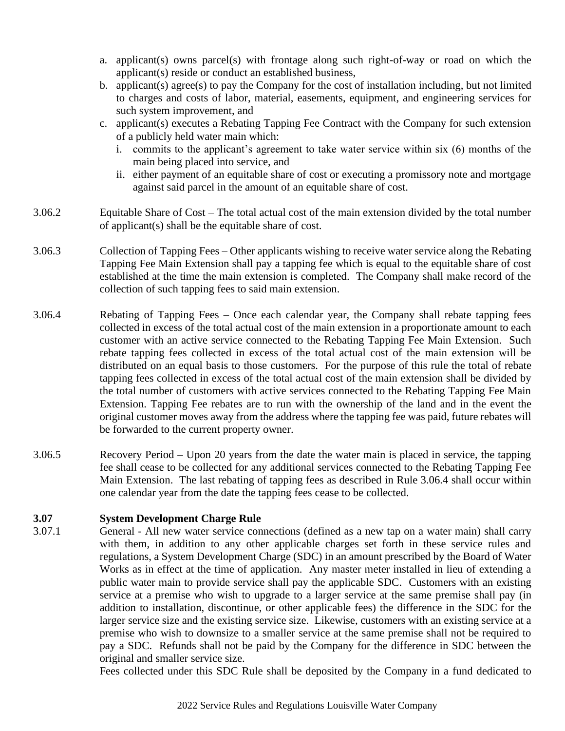a. applicant(s) owns parcel(s) with frontage along such right-of-way or road on which the applicant(s) reside or conduct an established business,
b. applicant(s) agree(s) to pay the Company for the cost of installation including, but not limited to charges and costs of labor, material, easements, equipment, and engineering services for such system improvement, and
c. applicant(s) executes a Rebating Tapping Fee Contract with the Company for such extension of a publicly held water main which:
   i. commits to the applicant's agreement to take water service within six (6) months of the main being placed into service, and
   ii. either payment of an equitable share of cost or executing a promissory note and mortgage against said parcel in the amount of an equitable share of cost.

3.06.2 Equitable Share of Cost – The total actual cost of the main extension divided by the total number of applicant(s) shall be the equitable share of cost.

3.06.3 Collection of Tapping Fees – Other applicants wishing to receive water service along the Rebating Tapping Fee Main Extension shall pay a tapping fee which is equal to the equitable share of cost established at the time the main extension is completed. The Company shall make record of the collection of such tapping fees to said main extension.

3.06.4 Rebating of Tapping Fees – Once each calendar year, the Company shall rebate tapping fees collected in excess of the total actual cost of the main extension in a proportionate amount to each customer with an active service connected to the Rebating Tapping Fee Main Extension. Such rebate tapping fees collected in excess of the total actual cost of the main extension will be distributed on an equal basis to those customers. For the purpose of this rule the total of rebate tapping fees collected in excess of the total actual cost of the main extension shall be divided by the total number of customers with active services connected to the Rebating Tapping Fee Main Extension. Tapping Fee rebates are to run with the ownership of the land and in the event the original customer moves away from the address where the tapping fee was paid, future rebates will be forwarded to the current property owner.

3.06.5 Recovery Period – Upon 20 years from the date the water main is placed in service, the tapping fee shall cease to be collected for any additional services connected to the Rebating Tapping Fee Main Extension. The last rebating of tapping fees as described in Rule 3.06.4 shall occur within one calendar year from the date the tapping fees cease to be collected.

### 3.07 System Development Charge Rule

3.07.1 General - All new water service connections (defined as a new tap on a water main) shall carry with them, in addition to any other applicable charges set forth in these service rules and regulations, a System Development Charge (SDC) in an amount prescribed by the Board of Water Works as in effect at the time of application. Any master meter installed in lieu of extending a public water main to provide service shall pay the applicable SDC. Customers with an existing service at a premise who wish to upgrade to a larger service at the same premise shall pay (in addition to installation, discontinue, or other applicable fees) the difference in the SDC for the larger service size and the existing service size. Likewise, customers with an existing service at a premise who wish to downsize to a smaller service at the same premise shall not be required to pay a SDC. Refunds shall not be paid by the Company for the difference in SDC between the original and smaller service size.

Fees collected under this SDC Rule shall be deposited by the Company in a fund dedicated to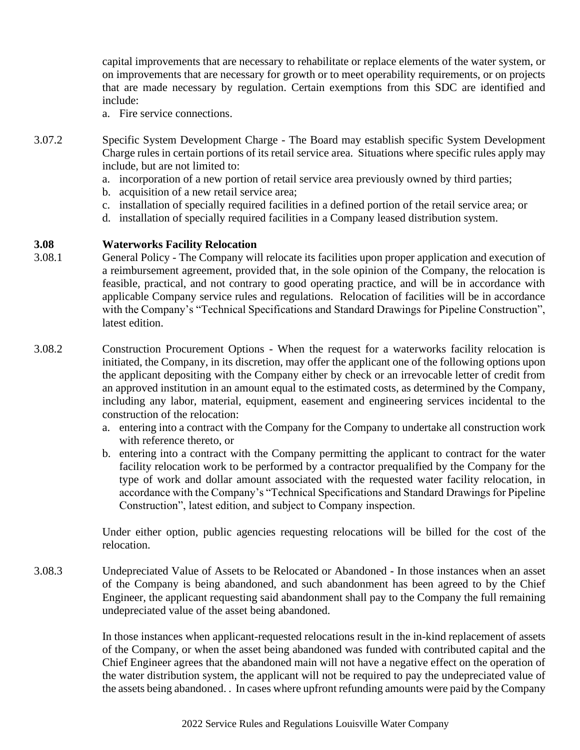capital improvements that are necessary to rehabilitate or replace elements of the water system, or on improvements that are necessary for growth or to meet operability requirements, or on projects that are made necessary by regulation. Certain exemptions from this SDC are identified and include:

a. Fire service connections.

3.07.2 Specific System Development Charge - The Board may establish specific System Development Charge rules in certain portions of its retail service area. Situations where specific rules apply may include, but are not limited to:

a. incorporation of a new portion of retail service area previously owned by third parties;
b. acquisition of a new retail service area;
c. installation of specially required facilities in a defined portion of the retail service area; or
d. installation of specially required facilities in a Company leased distribution system.

### 3.08 Waterworks Facility Relocation

3.08.1 General Policy - The Company will relocate its facilities upon proper application and execution of a reimbursement agreement, provided that, in the sole opinion of the Company, the relocation is feasible, practical, and not contrary to good operating practice, and will be in accordance with applicable Company service rules and regulations. Relocation of facilities will be in accordance with the Company's "Technical Specifications and Standard Drawings for Pipeline Construction", latest edition.

3.08.2 Construction Procurement Options - When the request for a waterworks facility relocation is initiated, the Company, in its discretion, may offer the applicant one of the following options upon the applicant depositing with the Company either by check or an irrevocable letter of credit from an approved institution in an amount equal to the estimated costs, as determined by the Company, including any labor, material, equipment, easement and engineering services incidental to the construction of the relocation:

a. entering into a contract with the Company for the Company to undertake all construction work with reference thereto, or
b. entering into a contract with the Company permitting the applicant to contract for the water facility relocation work to be performed by a contractor prequalified by the Company for the type of work and dollar amount associated with the requested water facility relocation, in accordance with the Company's "Technical Specifications and Standard Drawings for Pipeline Construction", latest edition, and subject to Company inspection.

Under either option, public agencies requesting relocations will be billed for the cost of the relocation.

3.08.3 Undepreciated Value of Assets to be Relocated or Abandoned - In those instances when an asset of the Company is being abandoned, and such abandonment has been agreed to by the Chief Engineer, the applicant requesting said abandonment shall pay to the Company the full remaining undepreciated value of the asset being abandoned.

In those instances when applicant-requested relocations result in the in-kind replacement of assets of the Company, or when the asset being abandoned was funded with contributed capital and the Chief Engineer agrees that the abandoned main will not have a negative effect on the operation of the water distribution system, the applicant will not be required to pay the undepreciated value of the assets being abandoned. . In cases where upfront refunding amounts were paid by the Company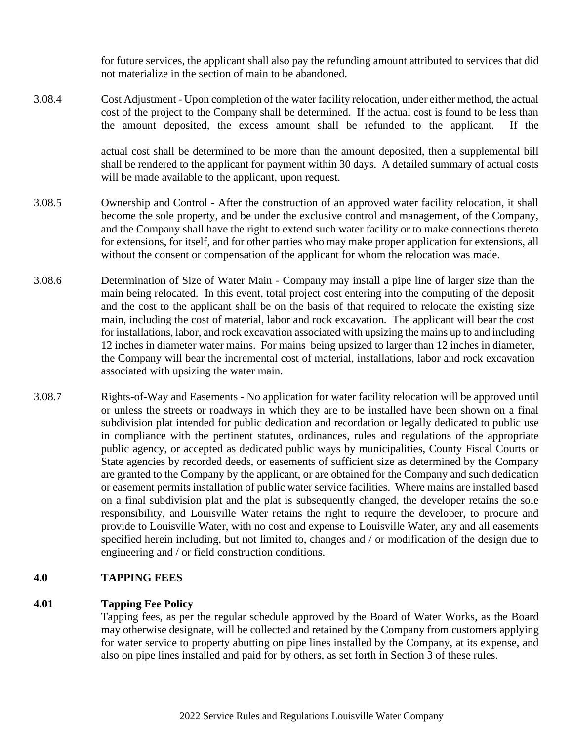for future services, the applicant shall also pay the refunding amount attributed to services that did not materialize in the section of main to be abandoned.

3.08.4 Cost Adjustment - Upon completion of the water facility relocation, under either method, the actual cost of the project to the Company shall be determined. If the actual cost is found to be less than the amount deposited, the excess amount shall be refunded to the applicant. If the actual cost shall be determined to be more than the amount deposited, then a supplemental bill shall be rendered to the applicant for payment within 30 days. A detailed summary of actual costs will be made available to the applicant, upon request.

3.08.5 Ownership and Control - After the construction of an approved water facility relocation, it shall become the sole property, and be under the exclusive control and management, of the Company, and the Company shall have the right to extend such water facility or to make connections thereto for extensions, for itself, and for other parties who may make proper application for extensions, all without the consent or compensation of the applicant for whom the relocation was made.

3.08.6 Determination of Size of Water Main - Company may install a pipe line of larger size than the main being relocated. In this event, total project cost entering into the computing of the deposit and the cost to the applicant shall be on the basis of that required to relocate the existing size main, including the cost of material, labor and rock excavation. The applicant will bear the cost for installations, labor, and rock excavation associated with upsizing the mains up to and including 12 inches in diameter water mains. For mains being upsized to larger than 12 inches in diameter, the Company will bear the incremental cost of material, installations, labor and rock excavation associated with upsizing the water main.

3.08.7 Rights-of-Way and Easements - No application for water facility relocation will be approved until or unless the streets or roadways in which they are to be installed have been shown on a final subdivision plat intended for public dedication and recordation or legally dedicated to public use in compliance with the pertinent statutes, ordinances, rules and regulations of the appropriate public agency, or accepted as dedicated public ways by municipalities, County Fiscal Courts or State agencies by recorded deeds, or easements of sufficient size as determined by the Company are granted to the Company by the applicant, or are obtained for the Company and such dedication or easement permits installation of public water service facilities. Where mains are installed based on a final subdivision plat and the plat is subsequently changed, the developer retains the sole responsibility, and Louisville Water retains the right to require the developer, to procure and provide to Louisville Water, with no cost and expense to Louisville Water, any and all easements specified herein including, but not limited to, changes and / or modification of the design due to engineering and / or field construction conditions.

## 4.0 TAPPING FEES

### 4.01 Tapping Fee Policy

Tapping fees, as per the regular schedule approved by the Board of Water Works, as the Board may otherwise designate, will be collected and retained by the Company from customers applying for water service to property abutting on pipe lines installed by the Company, at its expense, and also on pipe lines installed and paid for by others, as set forth in Section 3 of these rules.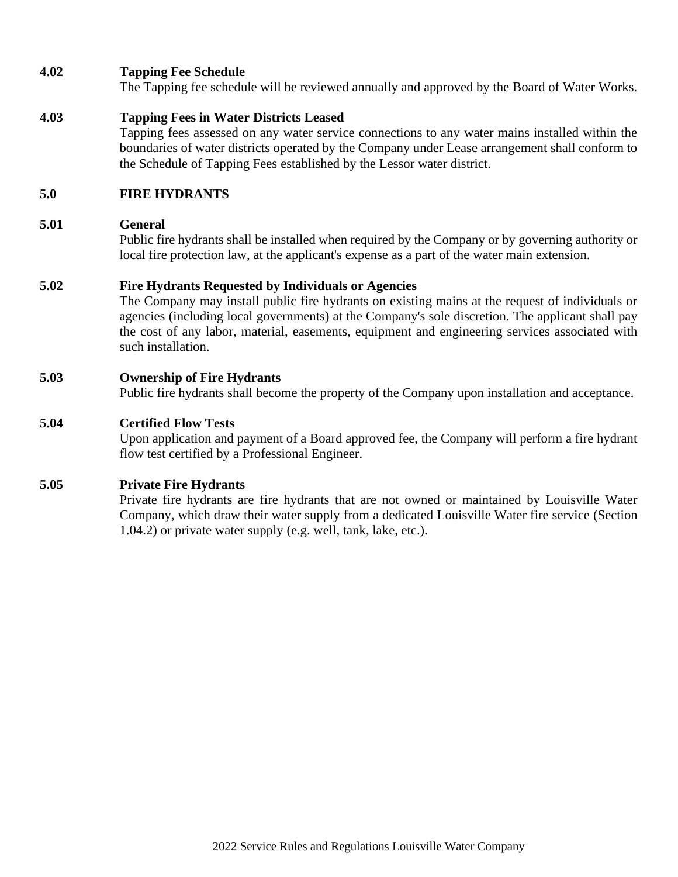**4.02 Tapping Fee Schedule**

The Tapping fee schedule will be reviewed annually and approved by the Board of Water Works.

**4.03 Tapping Fees in Water Districts Leased**

Tapping fees assessed on any water service connections to any water mains installed within the boundaries of water districts operated by the Company under Lease arrangement shall conform to the Schedule of Tapping Fees established by the Lessor water district.

## 5.0 FIRE HYDRANTS

**5.01 General**

Public fire hydrants shall be installed when required by the Company or by governing authority or local fire protection law, at the applicant's expense as a part of the water main extension.

**5.02 Fire Hydrants Requested by Individuals or Agencies**

The Company may install public fire hydrants on existing mains at the request of individuals or agencies (including local governments) at the Company's sole discretion. The applicant shall pay the cost of any labor, material, easements, equipment and engineering services associated with such installation.

**5.03 Ownership of Fire Hydrants**

Public fire hydrants shall become the property of the Company upon installation and acceptance.

**5.04 Certified Flow Tests**

Upon application and payment of a Board approved fee, the Company will perform a fire hydrant flow test certified by a Professional Engineer.

**5.05 Private Fire Hydrants**

Private fire hydrants are fire hydrants that are not owned or maintained by Louisville Water Company, which draw their water supply from a dedicated Louisville Water fire service (Section 1.04.2) or private water supply (e.g. well, tank, lake, etc.).